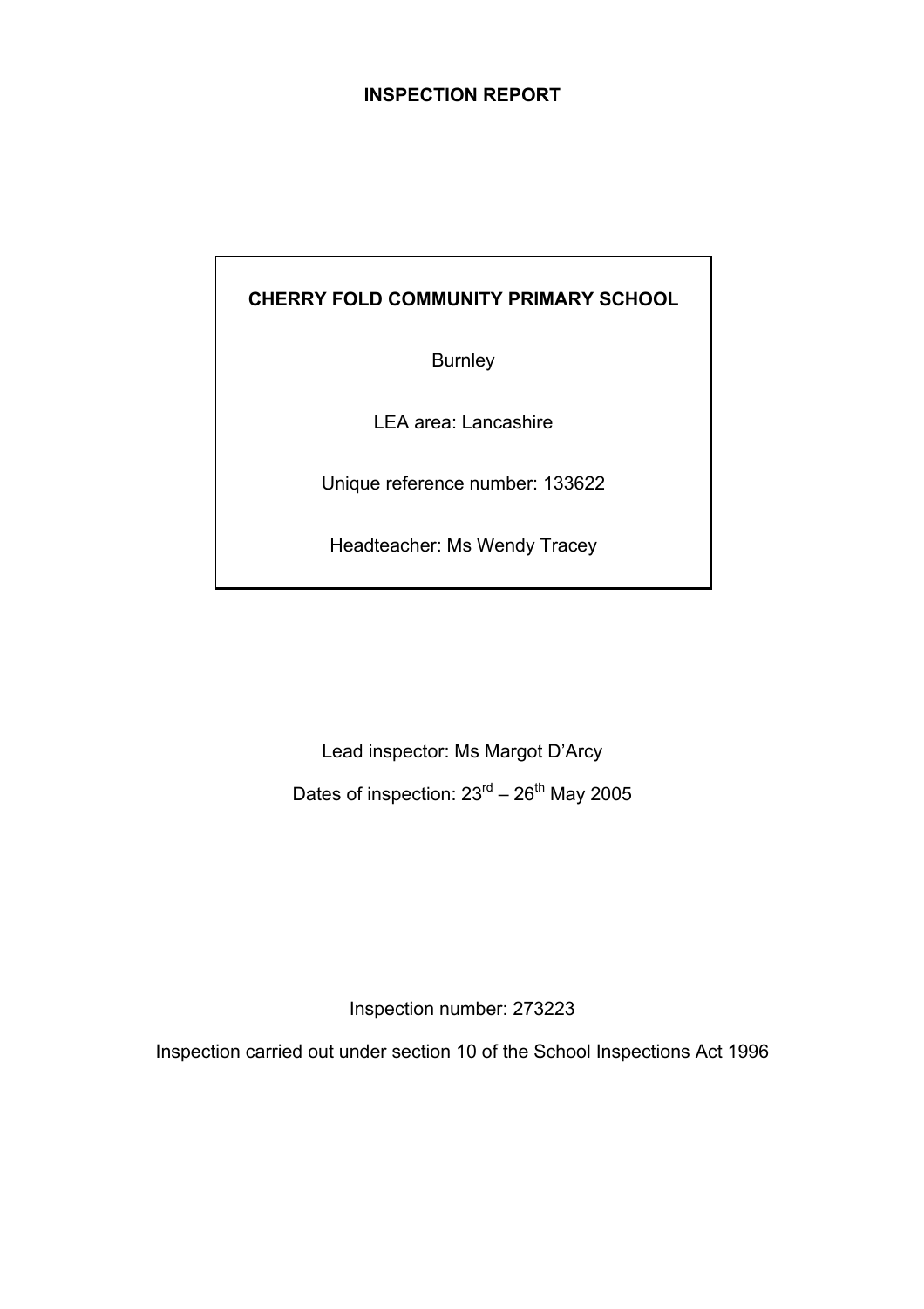# INSPECTION REPORT

**CHERRY FOLD COMMUNITY PRIMARY SCHOOL**

Burnley

LEA area: Lancashire

Unique reference number: 133622

Headteacher: Ms Wendy Tracey

Lead inspector: Ms Margot D'Arcy

Dates of inspection: 23rd – 26th May 2005

Inspection number: 273223

Inspection carried out under section 10 of the School Inspections Act 1996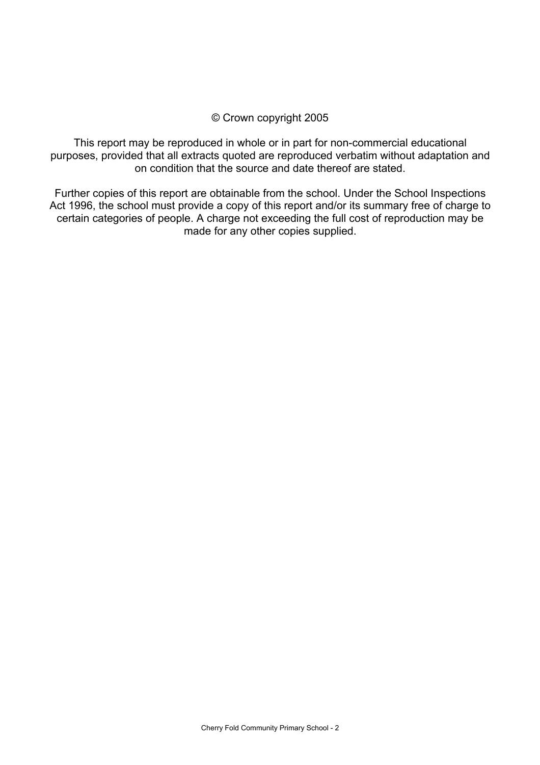© Crown copyright 2005

This report may be reproduced in whole or in part for non-commercial educational purposes, provided that all extracts quoted are reproduced verbatim without adaptation and on condition that the source and date thereof are stated.

Further copies of this report are obtainable from the school. Under the School Inspections Act 1996, the school must provide a copy of this report and/or its summary free of charge to certain categories of people. A charge not exceeding the full cost of reproduction may be made for any other copies supplied.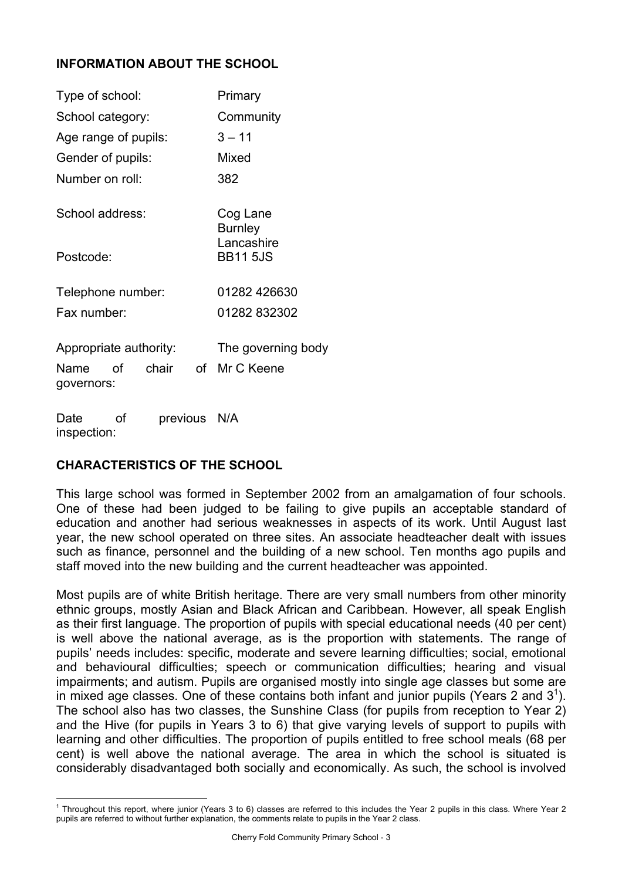## INFORMATION ABOUT THE SCHOOL

| | |
|---|---|
| Type of school: | Primary |
| School category: | Community |
| Age range of pupils: | 3 – 11 |
| Gender of pupils: | Mixed |
| Number on roll: | 382 |
| School address: | Cog Lane<br>Burnley<br>Lancashire |
| Postcode: | BB11 5JS |
| Telephone number: | 01282 426630 |
| Fax number: | 01282 832302 |
| Appropriate authority: | The governing body |
| Name of chair of governors: | Mr C Keene |
| Date of previous inspection: | N/A |

## CHARACTERISTICS OF THE SCHOOL

This large school was formed in September 2002 from an amalgamation of four schools. One of these had been judged to be failing to give pupils an acceptable standard of education and another had serious weaknesses in aspects of its work. Until August last year, the new school operated on three sites. An associate headteacher dealt with issues such as finance, personnel and the building of a new school. Ten months ago pupils and staff moved into the new building and the current headteacher was appointed.

Most pupils are of white British heritage. There are very small numbers from other minority ethnic groups, mostly Asian and Black African and Caribbean. However, all speak English as their first language. The proportion of pupils with special educational needs (40 per cent) is well above the national average, as is the proportion with statements. The range of pupils' needs includes: specific, moderate and severe learning difficulties; social, emotional and behavioural difficulties; speech or communication difficulties; hearing and visual impairments; and autism. Pupils are organised mostly into single age classes but some are in mixed age classes. One of these contains both infant and junior pupils (Years 2 and 3[1]). The school also has two classes, the Sunshine Class (for pupils from reception to Year 2) and the Hive (for pupils in Years 3 to 6) that give varying levels of support to pupils with learning and other difficulties. The proportion of pupils entitled to free school meals (68 per cent) is well above the national average. The area in which the school is situated is considerably disadvantaged both socially and economically. As such, the school is involved

[1] Throughout this report, where junior (Years 3 to 6) classes are referred to this includes the Year 2 pupils in this class. Where Year 2 pupils are referred to without further explanation, the comments relate to pupils in the Year 2 class.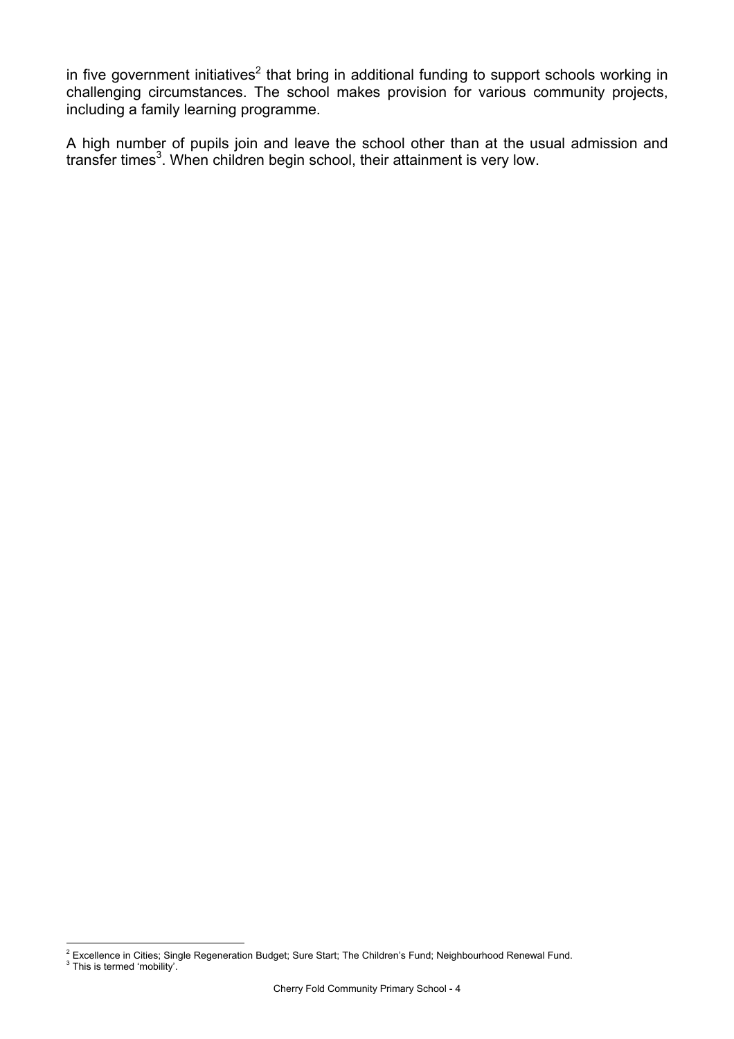in five government initiatives[2] that bring in additional funding to support schools working in challenging circumstances. The school makes provision for various community projects, including a family learning programme.

A high number of pupils join and leave the school other than at the usual admission and transfer times[3]. When children begin school, their attainment is very low.

---

[2] Excellence in Cities; Single Regeneration Budget; Sure Start; The Children's Fund; Neighbourhood Renewal Fund.
[3] This is termed 'mobility'.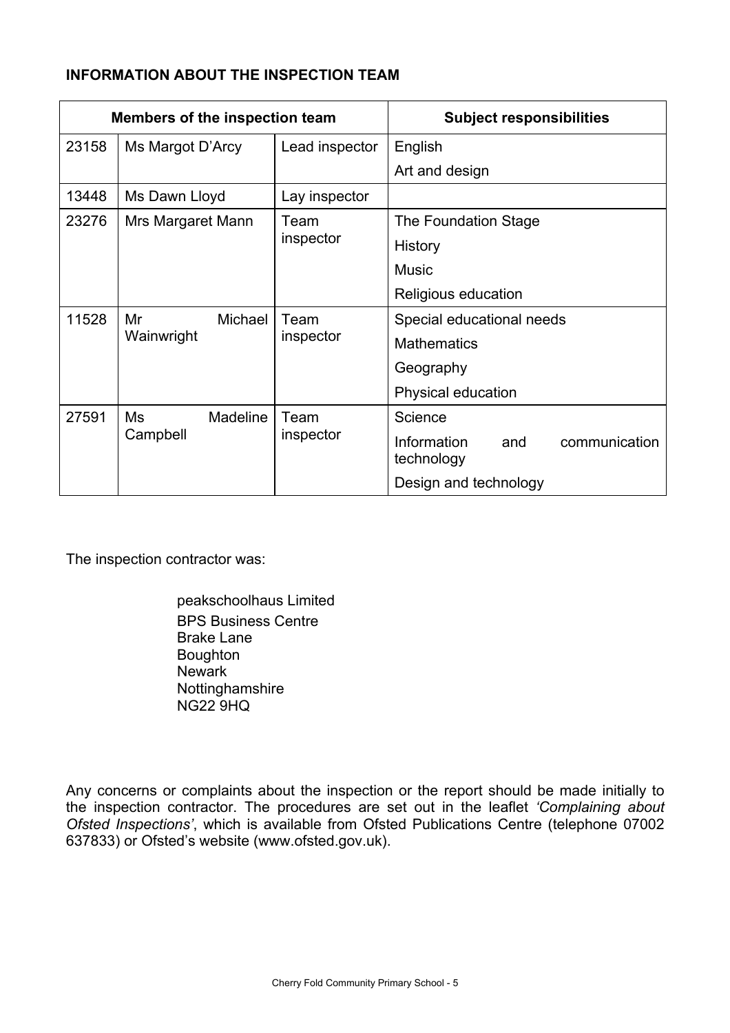## INFORMATION ABOUT THE INSPECTION TEAM

| Members of the inspection team | | | Subject responsibilities |
|---|---|---|---|
| 23158 | Ms Margot D'Arcy | Lead inspector | English<br>Art and design |
| 13448 | Ms Dawn Lloyd | Lay inspector | |
| 23276 | Mrs Margaret Mann | Team inspector | The Foundation Stage<br>History<br>Music<br>Religious education |
| 11528 | Mr Michael Wainwright | Team inspector | Special educational needs<br>Mathematics<br>Geography<br>Physical education |
| 27591 | Ms Madeline Campbell | Team inspector | Science<br>Information and communication technology<br>Design and technology |

The inspection contractor was:

peakschoolhaus Limited
BPS Business Centre
Brake Lane
Boughton
Newark
Nottinghamshire
NG22 9HQ

Any concerns or complaints about the inspection or the report should be made initially to the inspection contractor. The procedures are set out in the leaflet *'Complaining about Ofsted Inspections'*, which is available from Ofsted Publications Centre (telephone 07002 637833) or Ofsted's website (www.ofsted.gov.uk).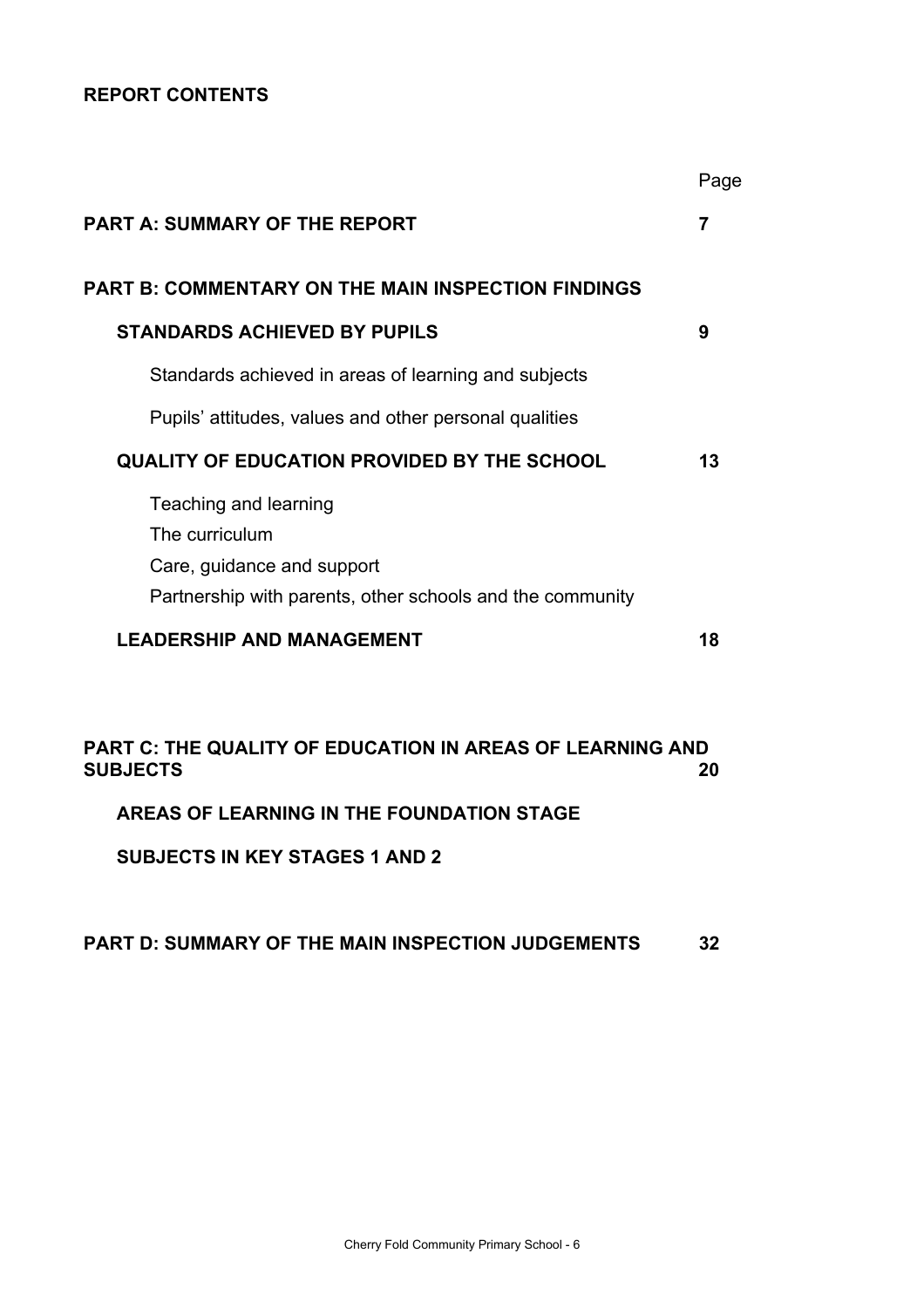## REPORT CONTENTS

| | Page |
|---|---|
| **PART A: SUMMARY OF THE REPORT** | **7** |
| **PART B: COMMENTARY ON THE MAIN INSPECTION FINDINGS** | |
| **STANDARDS ACHIEVED BY PUPILS** | **9** |
| Standards achieved in areas of learning and subjects | |
| Pupils' attitudes, values and other personal qualities | |
| **QUALITY OF EDUCATION PROVIDED BY THE SCHOOL** | **13** |
| Teaching and learning | |
| The curriculum | |
| Care, guidance and support | |
| Partnership with parents, other schools and the community | |
| **LEADERSHIP AND MANAGEMENT** | **18** |
| **PART C: THE QUALITY OF EDUCATION IN AREAS OF LEARNING AND SUBJECTS** | **20** |
| **AREAS OF LEARNING IN THE FOUNDATION STAGE** | |
| **SUBJECTS IN KEY STAGES 1 AND 2** | |
| **PART D: SUMMARY OF THE MAIN INSPECTION JUDGEMENTS** | **32** |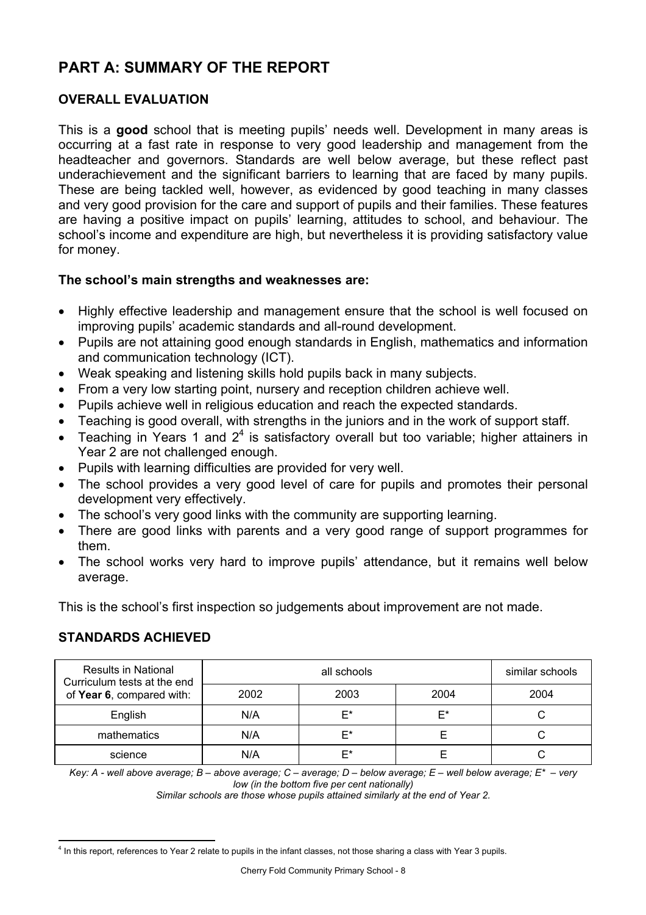# PART A: SUMMARY OF THE REPORT

## OVERALL EVALUATION

This is a **good** school that is meeting pupils' needs well. Development in many areas is occurring at a fast rate in response to very good leadership and management from the headteacher and governors. Standards are well below average, but these reflect past underachievement and the significant barriers to learning that are faced by many pupils. These are being tackled well, however, as evidenced by good teaching in many classes and very good provision for the care and support of pupils and their families. These features are having a positive impact on pupils' learning, attitudes to school, and behaviour. The school's income and expenditure are high, but nevertheless it is providing satisfactory value for money.

**The school's main strengths and weaknesses are:**

- Highly effective leadership and management ensure that the school is well focused on improving pupils' academic standards and all-round development.
- Pupils are not attaining good enough standards in English, mathematics and information and communication technology (ICT).
- Weak speaking and listening skills hold pupils back in many subjects.
- From a very low starting point, nursery and reception children achieve well.
- Pupils achieve well in religious education and reach the expected standards.
- Teaching is good overall, with strengths in the juniors and in the work of support staff.
- Teaching in Years 1 and 2[4] is satisfactory overall but too variable; higher attainers in Year 2 are not challenged enough.
- Pupils with learning difficulties are provided for very well.
- The school provides a very good level of care for pupils and promotes their personal development very effectively.
- The school's very good links with the community are supporting learning.
- There are good links with parents and a very good range of support programmes for them.
- The school works very hard to improve pupils' attendance, but it remains well below average.

This is the school's first inspection so judgements about improvement are not made.

## STANDARDS ACHIEVED

| Results in National Curriculum tests at the end of **Year 6**, compared with: | all schools | | | similar schools |
|---|---|---|---|---|
| | 2002 | 2003 | 2004 | 2004 |
| English | N/A | E* | E* | C |
| mathematics | N/A | E* | E | C |
| science | N/A | E* | E | C |

*Key: A - well above average; B – above average; C – average; D – below average; E – well below average; E* – very low (in the bottom five per cent nationally)*
*Similar schools are those whose pupils attained similarly at the end of Year 2.*

[4] In this report, references to Year 2 relate to pupils in the infant classes, not those sharing a class with Year 3 pupils.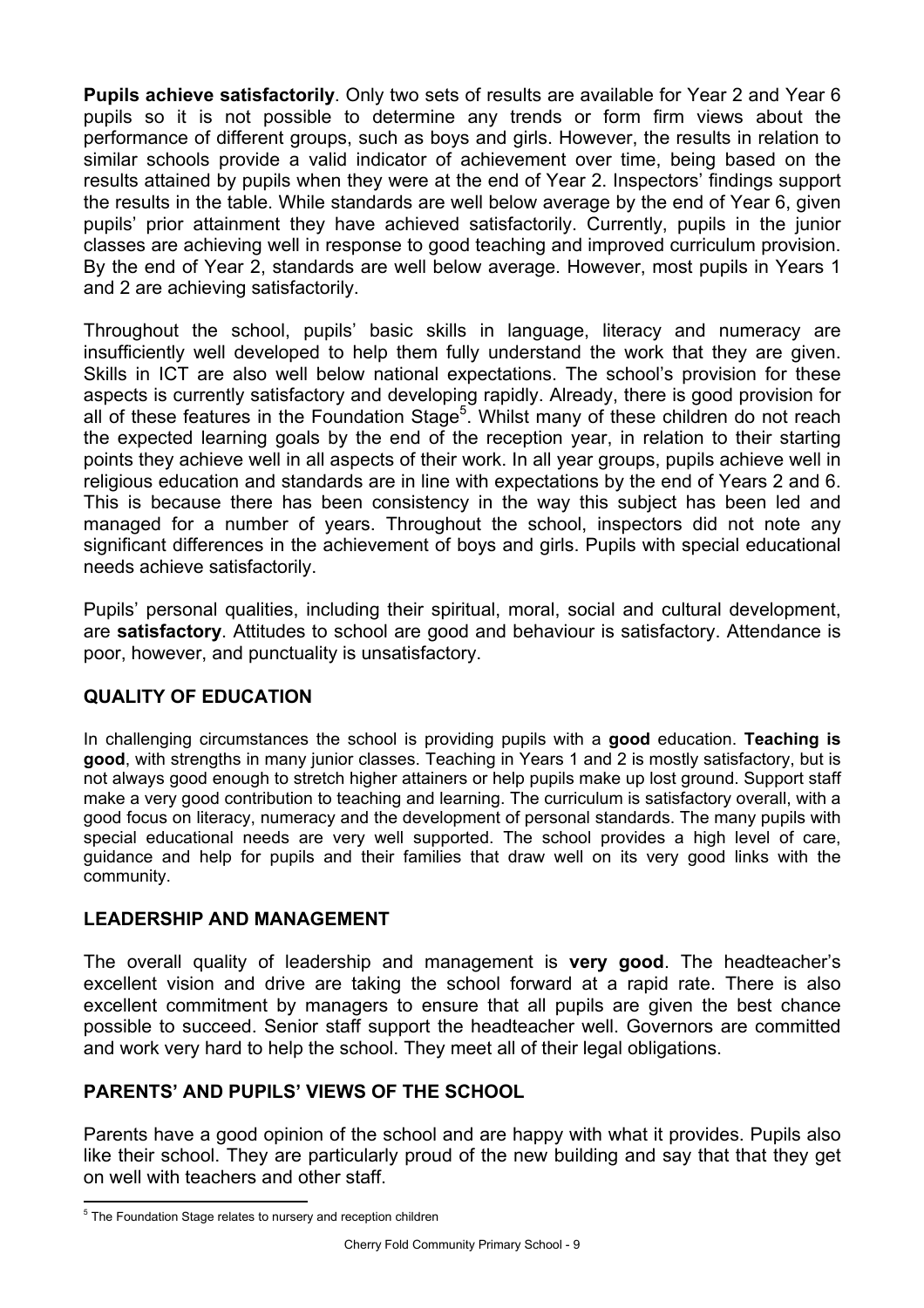**Pupils achieve satisfactorily**. Only two sets of results are available for Year 2 and Year 6 pupils so it is not possible to determine any trends or form firm views about the performance of different groups, such as boys and girls. However, the results in relation to similar schools provide a valid indicator of achievement over time, being based on the results attained by pupils when they were at the end of Year 2. Inspectors' findings support the results in the table. While standards are well below average by the end of Year 6, given pupils' prior attainment they have achieved satisfactorily. Currently, pupils in the junior classes are achieving well in response to good teaching and improved curriculum provision. By the end of Year 2, standards are well below average. However, most pupils in Years 1 and 2 are achieving satisfactorily.

Throughout the school, pupils' basic skills in language, literacy and numeracy are insufficiently well developed to help them fully understand the work that they are given. Skills in ICT are also well below national expectations. The school's provision for these aspects is currently satisfactory and developing rapidly. Already, there is good provision for all of these features in the Foundation Stage[5]. Whilst many of these children do not reach the expected learning goals by the end of the reception year, in relation to their starting points they achieve well in all aspects of their work. In all year groups, pupils achieve well in religious education and standards are in line with expectations by the end of Years 2 and 6. This is because there has been consistency in the way this subject has been led and managed for a number of years. Throughout the school, inspectors did not note any significant differences in the achievement of boys and girls. Pupils with special educational needs achieve satisfactorily.

Pupils' personal qualities, including their spiritual, moral, social and cultural development, are **satisfactory**. Attitudes to school are good and behaviour is satisfactory. Attendance is poor, however, and punctuality is unsatisfactory.

## QUALITY OF EDUCATION

In challenging circumstances the school is providing pupils with a **good** education. **Teaching is good**, with strengths in many junior classes. Teaching in Years 1 and 2 is mostly satisfactory, but is not always good enough to stretch higher attainers or help pupils make up lost ground. Support staff make a very good contribution to teaching and learning. The curriculum is satisfactory overall, with a good focus on literacy, numeracy and the development of personal standards. The many pupils with special educational needs are very well supported. The school provides a high level of care, guidance and help for pupils and their families that draw well on its very good links with the community.

## LEADERSHIP AND MANAGEMENT

The overall quality of leadership and management is **very good**. The headteacher's excellent vision and drive are taking the school forward at a rapid rate. There is also excellent commitment by managers to ensure that all pupils are given the best chance possible to succeed. Senior staff support the headteacher well. Governors are committed and work very hard to help the school. They meet all of their legal obligations.

## PARENTS' AND PUPILS' VIEWS OF THE SCHOOL

Parents have a good opinion of the school and are happy with what it provides. Pupils also like their school. They are particularly proud of the new building and say that that they get on well with teachers and other staff.

---

[5] The Foundation Stage relates to nursery and reception children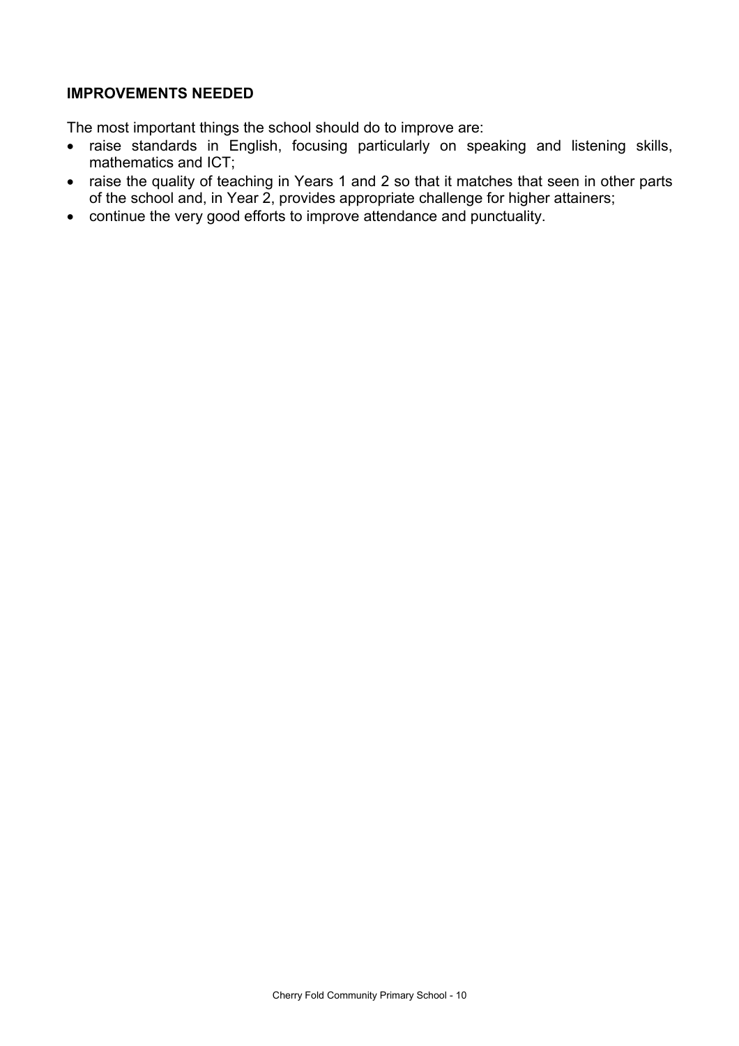## IMPROVEMENTS NEEDED

The most important things the school should do to improve are:

- raise standards in English, focusing particularly on speaking and listening skills, mathematics and ICT;
- raise the quality of teaching in Years 1 and 2 so that it matches that seen in other parts of the school and, in Year 2, provides appropriate challenge for higher attainers;
- continue the very good efforts to improve attendance and punctuality.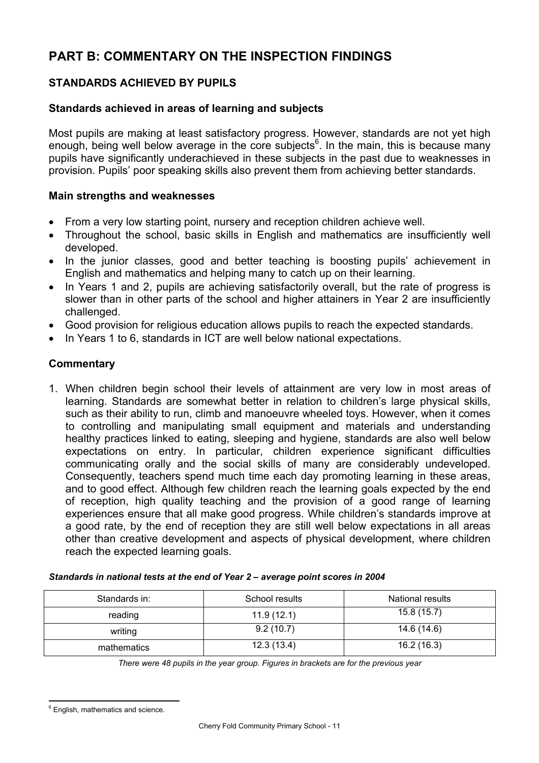# PART B: COMMENTARY ON THE INSPECTION FINDINGS

## STANDARDS ACHIEVED BY PUPILS

### Standards achieved in areas of learning and subjects

Most pupils are making at least satisfactory progress. However, standards are not yet high enough, being well below average in the core subjects[6]. In the main, this is because many pupils have significantly underachieved in these subjects in the past due to weaknesses in provision. Pupils' poor speaking skills also prevent them from achieving better standards.

### Main strengths and weaknesses

- From a very low starting point, nursery and reception children achieve well.
- Throughout the school, basic skills in English and mathematics are insufficiently well developed.
- In the junior classes, good and better teaching is boosting pupils' achievement in English and mathematics and helping many to catch up on their learning.
- In Years 1 and 2, pupils are achieving satisfactorily overall, but the rate of progress is slower than in other parts of the school and higher attainers in Year 2 are insufficiently challenged.
- Good provision for religious education allows pupils to reach the expected standards.
- In Years 1 to 6, standards in ICT are well below national expectations.

### Commentary

1. When children begin school their levels of attainment are very low in most areas of learning. Standards are somewhat better in relation to children's large physical skills, such as their ability to run, climb and manoeuvre wheeled toys. However, when it comes to controlling and manipulating small equipment and materials and understanding healthy practices linked to eating, sleeping and hygiene, standards are also well below expectations on entry. In particular, children experience significant difficulties communicating orally and the social skills of many are considerably undeveloped. Consequently, teachers spend much time each day promoting learning in these areas, and to good effect. Although few children reach the learning goals expected by the end of reception, high quality teaching and the provision of a good range of learning experiences ensure that all make good progress. While children's standards improve at a good rate, by the end of reception they are still well below expectations in all areas other than creative development and aspects of physical development, where children reach the expected learning goals.

***Standards in national tests at the end of Year 2 – average point scores in 2004***

| Standards in: | School results | National results |
|---|---|---|
| reading | 11.9 (12.1) | 15.8 (15.7) |
| writing | 9.2 (10.7) | 14.6 (14.6) |
| mathematics | 12.3 (13.4) | 16.2 (16.3) |

*There were 48 pupils in the year group. Figures in brackets are for the previous year*

---

[6] English, mathematics and science.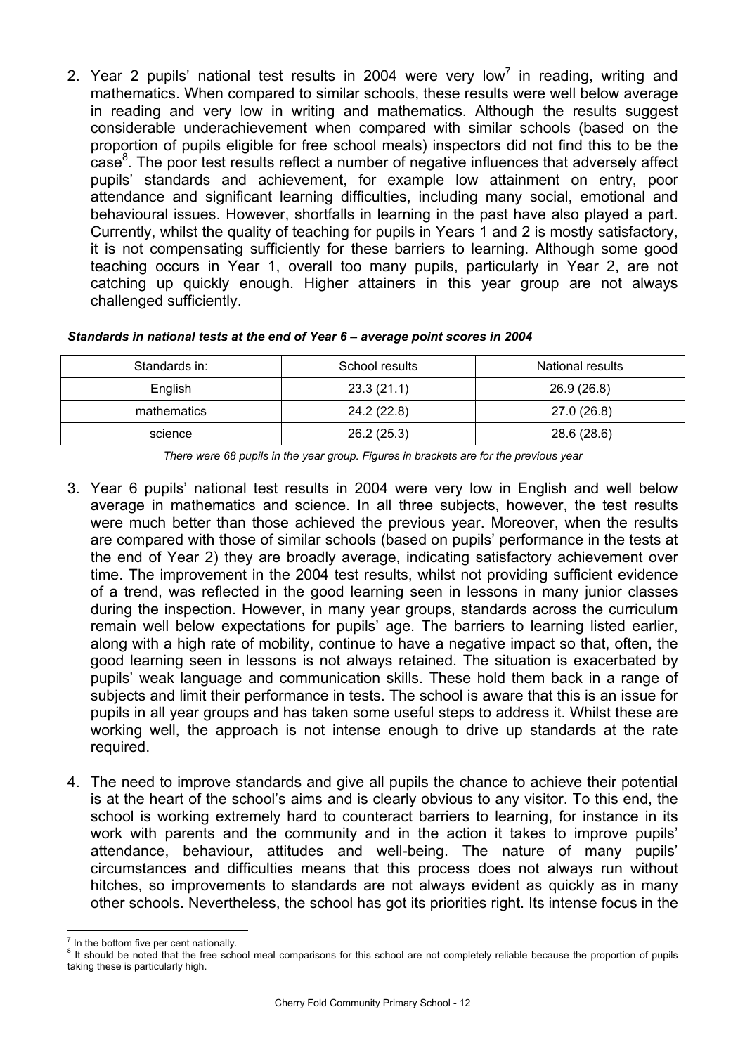2. Year 2 pupils' national test results in 2004 were very low[7] in reading, writing and mathematics. When compared to similar schools, these results were well below average in reading and very low in writing and mathematics. Although the results suggest considerable underachievement when compared with similar schools (based on the proportion of pupils eligible for free school meals) inspectors did not find this to be the case[8]. The poor test results reflect a number of negative influences that adversely affect pupils' standards and achievement, for example low attainment on entry, poor attendance and significant learning difficulties, including many social, emotional and behavioural issues. However, shortfalls in learning in the past have also played a part. Currently, whilst the quality of teaching for pupils in Years 1 and 2 is mostly satisfactory, it is not compensating sufficiently for these barriers to learning. Although some good teaching occurs in Year 1, overall too many pupils, particularly in Year 2, are not catching up quickly enough. Higher attainers in this year group are not always challenged sufficiently.

***Standards in national tests at the end of Year 6 – average point scores in 2004***

| Standards in: | School results | National results |
|---|---|---|
| English | 23.3 (21.1) | 26.9 (26.8) |
| mathematics | 24.2 (22.8) | 27.0 (26.8) |
| science | 26.2 (25.3) | 28.6 (28.6) |

*There were 68 pupils in the year group. Figures in brackets are for the previous year*

3. Year 6 pupils' national test results in 2004 were very low in English and well below average in mathematics and science. In all three subjects, however, the test results were much better than those achieved the previous year. Moreover, when the results are compared with those of similar schools (based on pupils' performance in the tests at the end of Year 2) they are broadly average, indicating satisfactory achievement over time. The improvement in the 2004 test results, whilst not providing sufficient evidence of a trend, was reflected in the good learning seen in lessons in many junior classes during the inspection. However, in many year groups, standards across the curriculum remain well below expectations for pupils' age. The barriers to learning listed earlier, along with a high rate of mobility, continue to have a negative impact so that, often, the good learning seen in lessons is not always retained. The situation is exacerbated by pupils' weak language and communication skills. These hold them back in a range of subjects and limit their performance in tests. The school is aware that this is an issue for pupils in all year groups and has taken some useful steps to address it. Whilst these are working well, the approach is not intense enough to drive up standards at the rate required.

4. The need to improve standards and give all pupils the chance to achieve their potential is at the heart of the school's aims and is clearly obvious to any visitor. To this end, the school is working extremely hard to counteract barriers to learning, for instance in its work with parents and the community and in the action it takes to improve pupils' attendance, behaviour, attitudes and well-being. The nature of many pupils' circumstances and difficulties means that this process does not always run without hitches, so improvements to standards are not always evident as quickly as in many other schools. Nevertheless, the school has got its priorities right. Its intense focus in the

[7] In the bottom five per cent nationally.

[8] It should be noted that the free school meal comparisons for this school are not completely reliable because the proportion of pupils taking these is particularly high.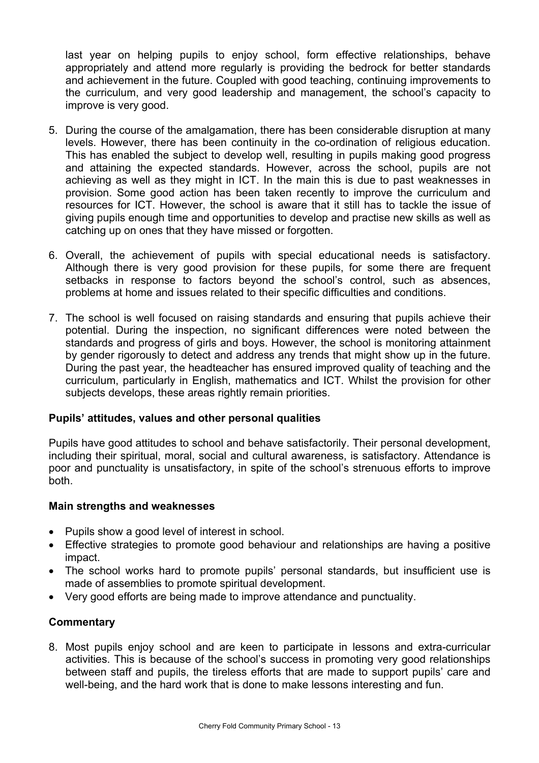last year on helping pupils to enjoy school, form effective relationships, behave appropriately and attend more regularly is providing the bedrock for better standards and achievement in the future. Coupled with good teaching, continuing improvements to the curriculum, and very good leadership and management, the school's capacity to improve is very good.

5. During the course of the amalgamation, there has been considerable disruption at many levels. However, there has been continuity in the co-ordination of religious education. This has enabled the subject to develop well, resulting in pupils making good progress and attaining the expected standards. However, across the school, pupils are not achieving as well as they might in ICT. In the main this is due to past weaknesses in provision. Some good action has been taken recently to improve the curriculum and resources for ICT. However, the school is aware that it still has to tackle the issue of giving pupils enough time and opportunities to develop and practise new skills as well as catching up on ones that they have missed or forgotten.

6. Overall, the achievement of pupils with special educational needs is satisfactory. Although there is very good provision for these pupils, for some there are frequent setbacks in response to factors beyond the school's control, such as absences, problems at home and issues related to their specific difficulties and conditions.

7. The school is well focused on raising standards and ensuring that pupils achieve their potential. During the inspection, no significant differences were noted between the standards and progress of girls and boys. However, the school is monitoring attainment by gender rigorously to detect and address any trends that might show up in the future. During the past year, the headteacher has ensured improved quality of teaching and the curriculum, particularly in English, mathematics and ICT. Whilst the provision for other subjects develops, these areas rightly remain priorities.

### Pupils' attitudes, values and other personal qualities

Pupils have good attitudes to school and behave satisfactorily. Their personal development, including their spiritual, moral, social and cultural awareness, is satisfactory. Attendance is poor and punctuality is unsatisfactory, in spite of the school's strenuous efforts to improve both.

### Main strengths and weaknesses

- Pupils show a good level of interest in school.
- Effective strategies to promote good behaviour and relationships are having a positive impact.
- The school works hard to promote pupils' personal standards, but insufficient use is made of assemblies to promote spiritual development.
- Very good efforts are being made to improve attendance and punctuality.

### Commentary

8. Most pupils enjoy school and are keen to participate in lessons and extra-curricular activities. This is because of the school's success in promoting very good relationships between staff and pupils, the tireless efforts that are made to support pupils' care and well-being, and the hard work that is done to make lessons interesting and fun.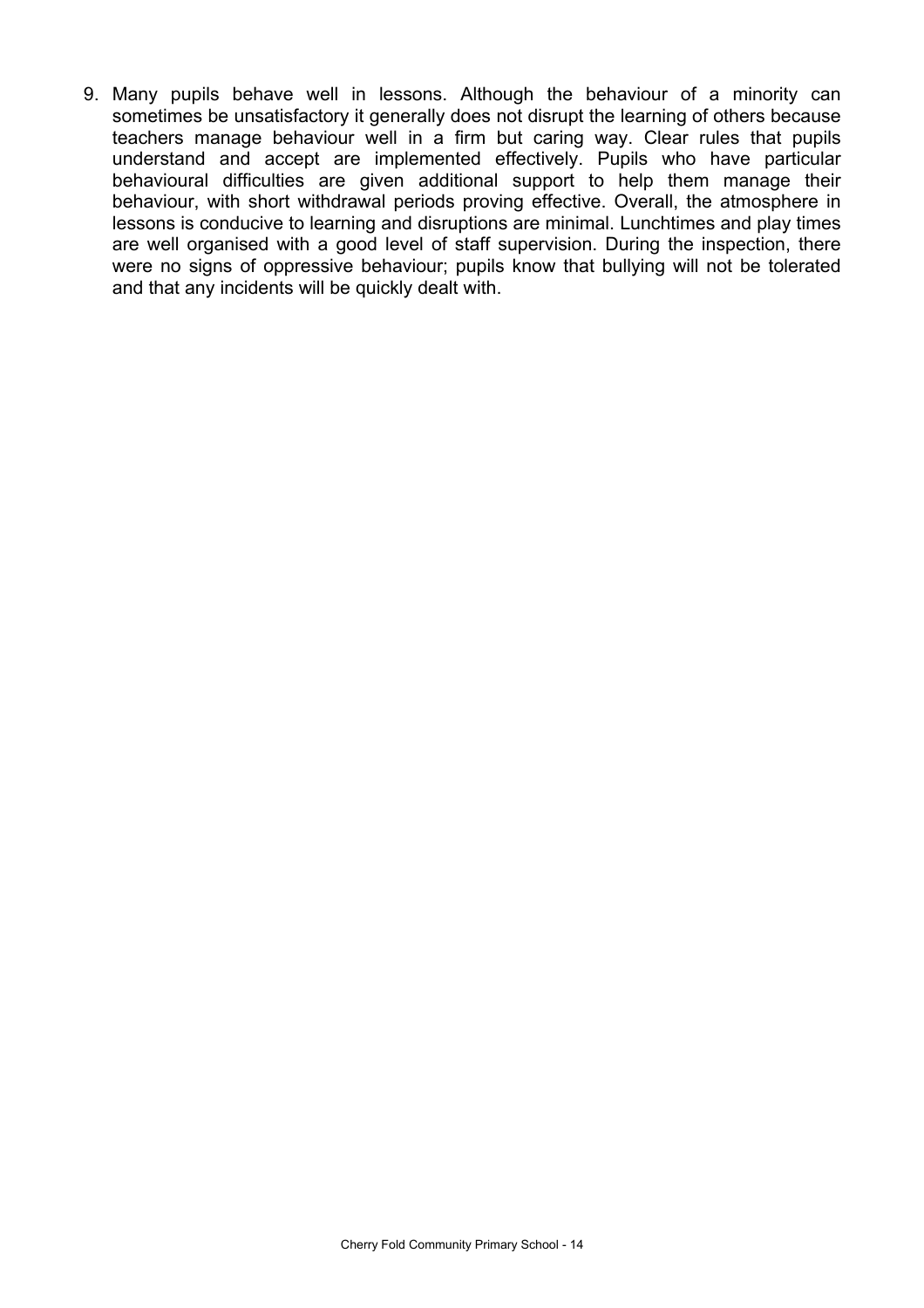9. Many pupils behave well in lessons. Although the behaviour of a minority can sometimes be unsatisfactory it generally does not disrupt the learning of others because teachers manage behaviour well in a firm but caring way. Clear rules that pupils understand and accept are implemented effectively. Pupils who have particular behavioural difficulties are given additional support to help them manage their behaviour, with short withdrawal periods proving effective. Overall, the atmosphere in lessons is conducive to learning and disruptions are minimal. Lunchtimes and play times are well organised with a good level of staff supervision. During the inspection, there were no signs of oppressive behaviour; pupils know that bullying will not be tolerated and that any incidents will be quickly dealt with.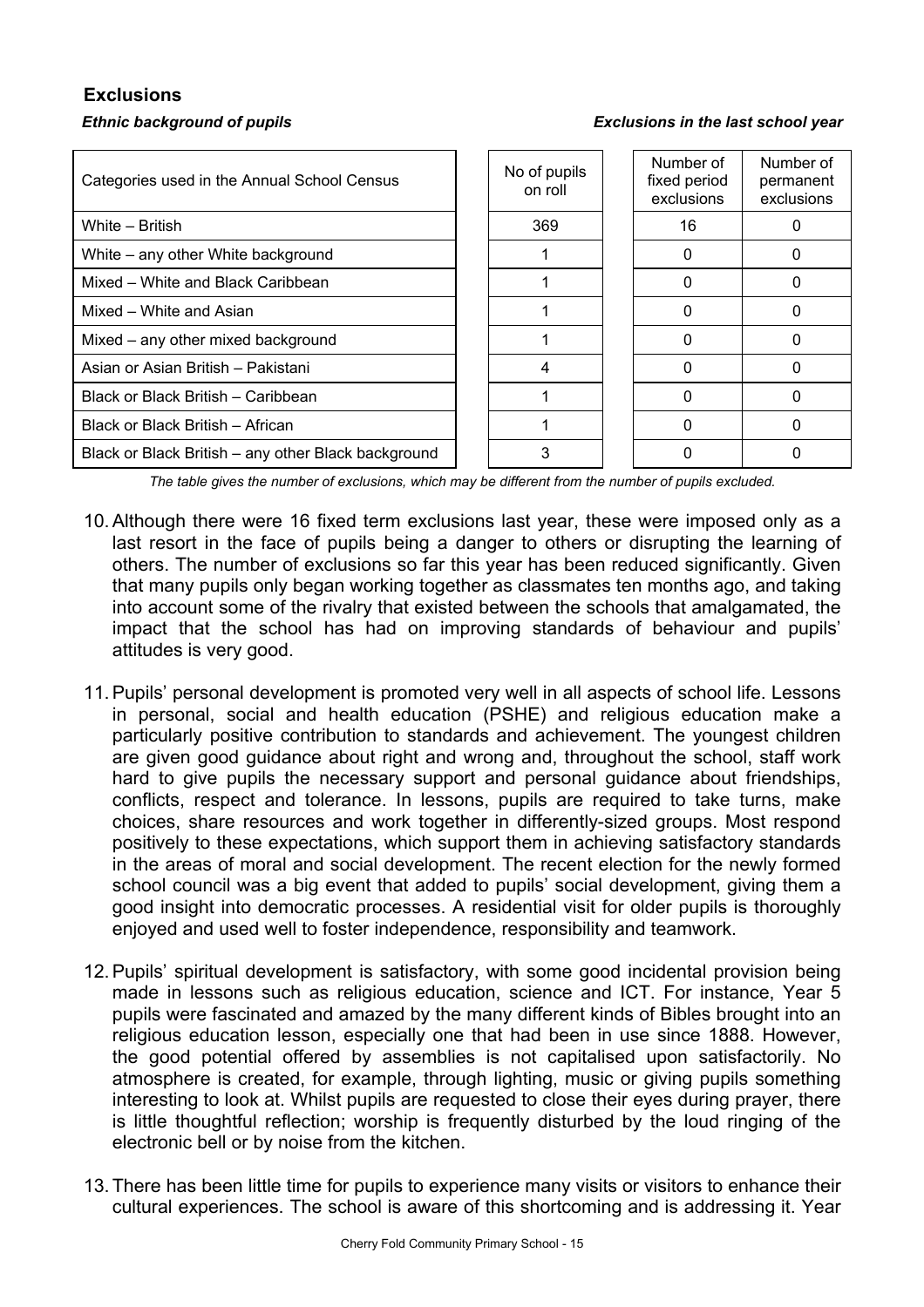## Exclusions

*Ethnic background of pupils* *Exclusions in the last school year*

| Categories used in the Annual School Census | No of pupils on roll | Number of fixed period exclusions | Number of permanent exclusions |
|---|---|---|---|
| White – British | 369 | 16 | 0 |
| White – any other White background | 1 | 0 | 0 |
| Mixed – White and Black Caribbean | 1 | 0 | 0 |
| Mixed – White and Asian | 1 | 0 | 0 |
| Mixed – any other mixed background | 1 | 0 | 0 |
| Asian or Asian British – Pakistani | 4 | 0 | 0 |
| Black or Black British – Caribbean | 1 | 0 | 0 |
| Black or Black British – African | 1 | 0 | 0 |
| Black or Black British – any other Black background | 3 | 0 | 0 |

*The table gives the number of exclusions, which may be different from the number of pupils excluded.*

10. Although there were 16 fixed term exclusions last year, these were imposed only as a last resort in the face of pupils being a danger to others or disrupting the learning of others. The number of exclusions so far this year has been reduced significantly. Given that many pupils only began working together as classmates ten months ago, and taking into account some of the rivalry that existed between the schools that amalgamated, the impact that the school has had on improving standards of behaviour and pupils' attitudes is very good.

11. Pupils' personal development is promoted very well in all aspects of school life. Lessons in personal, social and health education (PSHE) and religious education make a particularly positive contribution to standards and achievement. The youngest children are given good guidance about right and wrong and, throughout the school, staff work hard to give pupils the necessary support and personal guidance about friendships, conflicts, respect and tolerance. In lessons, pupils are required to take turns, make choices, share resources and work together in differently-sized groups. Most respond positively to these expectations, which support them in achieving satisfactory standards in the areas of moral and social development. The recent election for the newly formed school council was a big event that added to pupils' social development, giving them a good insight into democratic processes. A residential visit for older pupils is thoroughly enjoyed and used well to foster independence, responsibility and teamwork.

12. Pupils' spiritual development is satisfactory, with some good incidental provision being made in lessons such as religious education, science and ICT. For instance, Year 5 pupils were fascinated and amazed by the many different kinds of Bibles brought into an religious education lesson, especially one that had been in use since 1888. However, the good potential offered by assemblies is not capitalised upon satisfactorily. No atmosphere is created, for example, through lighting, music or giving pupils something interesting to look at. Whilst pupils are requested to close their eyes during prayer, there is little thoughtful reflection; worship is frequently disturbed by the loud ringing of the electronic bell or by noise from the kitchen.

13. There has been little time for pupils to experience many visits or visitors to enhance their cultural experiences. The school is aware of this shortcoming and is addressing it. Year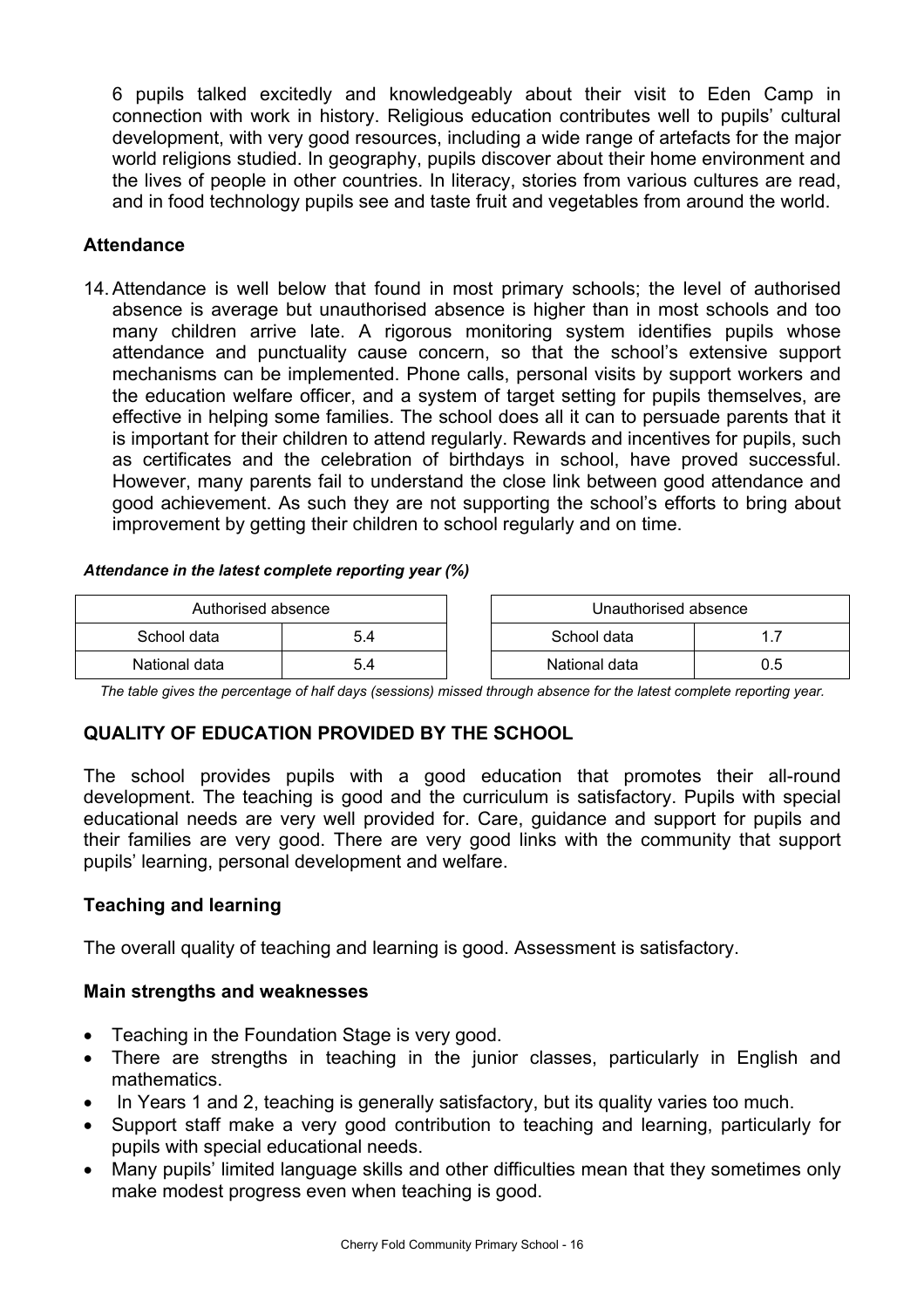6 pupils talked excitedly and knowledgeably about their visit to Eden Camp in connection with work in history. Religious education contributes well to pupils' cultural development, with very good resources, including a wide range of artefacts for the major world religions studied. In geography, pupils discover about their home environment and the lives of people in other countries. In literacy, stories from various cultures are read, and in food technology pupils see and taste fruit and vegetables from around the world.

### Attendance

14. Attendance is well below that found in most primary schools; the level of authorised absence is average but unauthorised absence is higher than in most schools and too many children arrive late. A rigorous monitoring system identifies pupils whose attendance and punctuality cause concern, so that the school's extensive support mechanisms can be implemented. Phone calls, personal visits by support workers and the education welfare officer, and a system of target setting for pupils themselves, are effective in helping some families. The school does all it can to persuade parents that it is important for their children to attend regularly. Rewards and incentives for pupils, such as certificates and the celebration of birthdays in school, have proved successful. However, many parents fail to understand the close link between good attendance and good achievement. As such they are not supporting the school's efforts to bring about improvement by getting their children to school regularly and on time.

***Attendance in the latest complete reporting year (%)***

| Authorised absence | |
|---|---|
| School data | 5.4 |
| National data | 5.4 |

| Unauthorised absence | |
|---|---|
| School data | 1.7 |
| National data | 0.5 |

*The table gives the percentage of half days (sessions) missed through absence for the latest complete reporting year.*

## QUALITY OF EDUCATION PROVIDED BY THE SCHOOL

The school provides pupils with a good education that promotes their all-round development. The teaching is good and the curriculum is satisfactory. Pupils with special educational needs are very well provided for. Care, guidance and support for pupils and their families are very good. There are very good links with the community that support pupils' learning, personal development and welfare.

### Teaching and learning

The overall quality of teaching and learning is good. Assessment is satisfactory.

### Main strengths and weaknesses

- Teaching in the Foundation Stage is very good.
- There are strengths in teaching in the junior classes, particularly in English and mathematics.
- In Years 1 and 2, teaching is generally satisfactory, but its quality varies too much.
- Support staff make a very good contribution to teaching and learning, particularly for pupils with special educational needs.
- Many pupils' limited language skills and other difficulties mean that they sometimes only make modest progress even when teaching is good.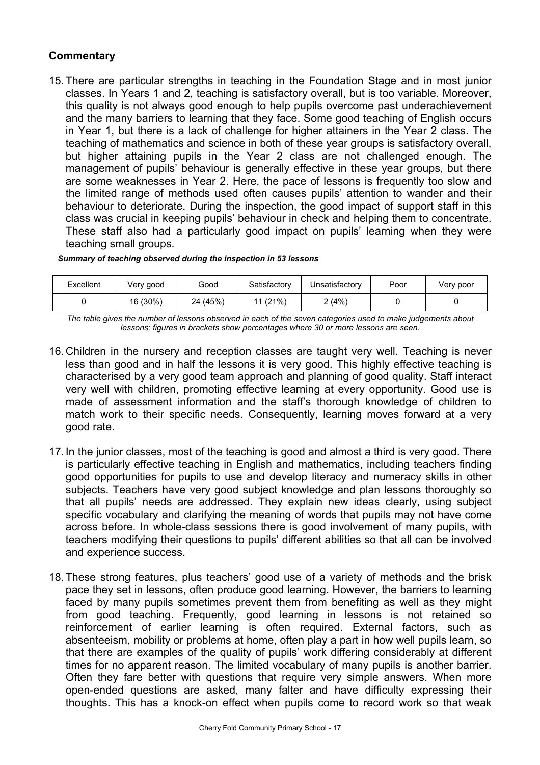### Commentary

15. There are particular strengths in teaching in the Foundation Stage and in most junior classes. In Years 1 and 2, teaching is satisfactory overall, but is too variable. Moreover, this quality is not always good enough to help pupils overcome past underachievement and the many barriers to learning that they face. Some good teaching of English occurs in Year 1, but there is a lack of challenge for higher attainers in the Year 2 class. The teaching of mathematics and science in both of these year groups is satisfactory overall, but higher attaining pupils in the Year 2 class are not challenged enough. The management of pupils' behaviour is generally effective in these year groups, but there are some weaknesses in Year 2. Here, the pace of lessons is frequently too slow and the limited range of methods used often causes pupils' attention to wander and their behaviour to deteriorate. During the inspection, the good impact of support staff in this class was crucial in keeping pupils' behaviour in check and helping them to concentrate. These staff also had a particularly good impact on pupils' learning when they were teaching small groups.

***Summary of teaching observed during the inspection in 53 lessons***

| Excellent | Very good | Good | Satisfactory | Unsatisfactory | Poor | Very poor |
|---|---|---|---|---|---|---|
| 0 | 16 (30%) | 24 (45%) | 11 (21%) | 2 (4%) | 0 | 0 |

*The table gives the number of lessons observed in each of the seven categories used to make judgements about lessons; figures in brackets show percentages where 30 or more lessons are seen.*

16. Children in the nursery and reception classes are taught very well. Teaching is never less than good and in half the lessons it is very good. This highly effective teaching is characterised by a very good team approach and planning of good quality. Staff interact very well with children, promoting effective learning at every opportunity. Good use is made of assessment information and the staff's thorough knowledge of children to match work to their specific needs. Consequently, learning moves forward at a very good rate.

17. In the junior classes, most of the teaching is good and almost a third is very good. There is particularly effective teaching in English and mathematics, including teachers finding good opportunities for pupils to use and develop literacy and numeracy skills in other subjects. Teachers have very good subject knowledge and plan lessons thoroughly so that all pupils' needs are addressed. They explain new ideas clearly, using subject specific vocabulary and clarifying the meaning of words that pupils may not have come across before. In whole-class sessions there is good involvement of many pupils, with teachers modifying their questions to pupils' different abilities so that all can be involved and experience success.

18. These strong features, plus teachers' good use of a variety of methods and the brisk pace they set in lessons, often produce good learning. However, the barriers to learning faced by many pupils sometimes prevent them from benefiting as well as they might from good teaching. Frequently, good learning in lessons is not retained so reinforcement of earlier learning is often required. External factors, such as absenteeism, mobility or problems at home, often play a part in how well pupils learn, so that there are examples of the quality of pupils' work differing considerably at different times for no apparent reason. The limited vocabulary of many pupils is another barrier. Often they fare better with questions that require very simple answers. When more open-ended questions are asked, many falter and have difficulty expressing their thoughts. This has a knock-on effect when pupils come to record work so that weak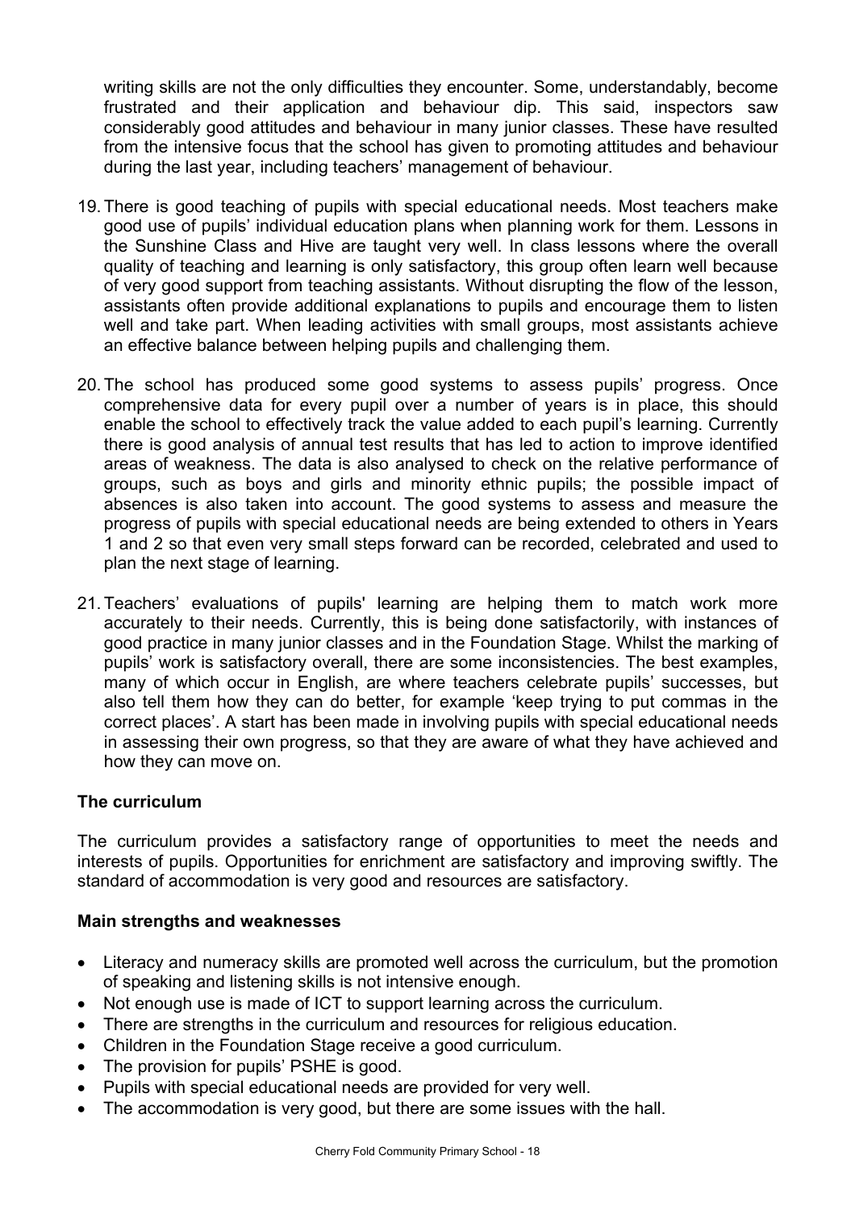writing skills are not the only difficulties they encounter. Some, understandably, become frustrated and their application and behaviour dip. This said, inspectors saw considerably good attitudes and behaviour in many junior classes. These have resulted from the intensive focus that the school has given to promoting attitudes and behaviour during the last year, including teachers' management of behaviour.

19. There is good teaching of pupils with special educational needs. Most teachers make good use of pupils' individual education plans when planning work for them. Lessons in the Sunshine Class and Hive are taught very well. In class lessons where the overall quality of teaching and learning is only satisfactory, this group often learn well because of very good support from teaching assistants. Without disrupting the flow of the lesson, assistants often provide additional explanations to pupils and encourage them to listen well and take part. When leading activities with small groups, most assistants achieve an effective balance between helping pupils and challenging them.

20. The school has produced some good systems to assess pupils' progress. Once comprehensive data for every pupil over a number of years is in place, this should enable the school to effectively track the value added to each pupil's learning. Currently there is good analysis of annual test results that has led to action to improve identified areas of weakness. The data is also analysed to check on the relative performance of groups, such as boys and girls and minority ethnic pupils; the possible impact of absences is also taken into account. The good systems to assess and measure the progress of pupils with special educational needs are being extended to others in Years 1 and 2 so that even very small steps forward can be recorded, celebrated and used to plan the next stage of learning.

21. Teachers' evaluations of pupils' learning are helping them to match work more accurately to their needs. Currently, this is being done satisfactorily, with instances of good practice in many junior classes and in the Foundation Stage. Whilst the marking of pupils' work is satisfactory overall, there are some inconsistencies. The best examples, many of which occur in English, are where teachers celebrate pupils' successes, but also tell them how they can do better, for example 'keep trying to put commas in the correct places'. A start has been made in involving pupils with special educational needs in assessing their own progress, so that they are aware of what they have achieved and how they can move on.

### The curriculum

The curriculum provides a satisfactory range of opportunities to meet the needs and interests of pupils. Opportunities for enrichment are satisfactory and improving swiftly. The standard of accommodation is very good and resources are satisfactory.

#### Main strengths and weaknesses

- Literacy and numeracy skills are promoted well across the curriculum, but the promotion of speaking and listening skills is not intensive enough.
- Not enough use is made of ICT to support learning across the curriculum.
- There are strengths in the curriculum and resources for religious education.
- Children in the Foundation Stage receive a good curriculum.
- The provision for pupils' PSHE is good.
- Pupils with special educational needs are provided for very well.
- The accommodation is very good, but there are some issues with the hall.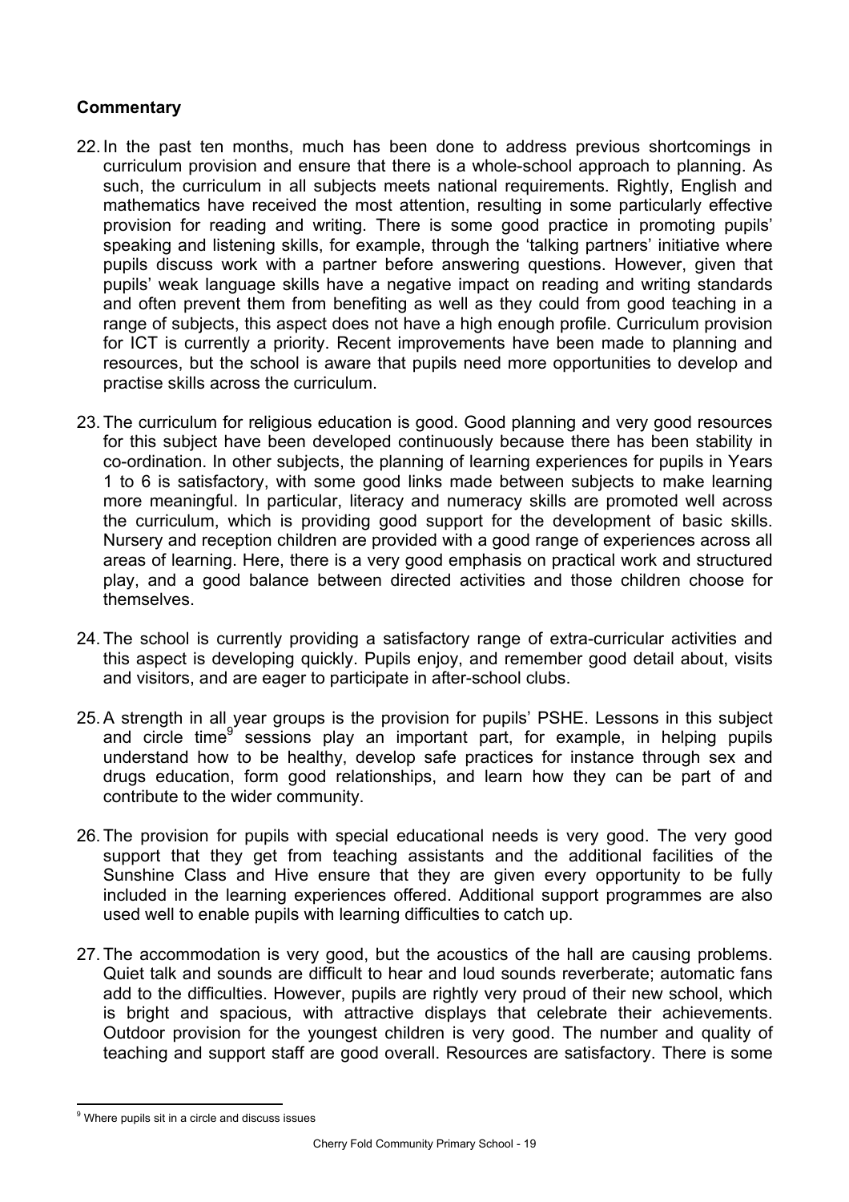**Commentary**

22. In the past ten months, much has been done to address previous shortcomings in curriculum provision and ensure that there is a whole-school approach to planning. As such, the curriculum in all subjects meets national requirements. Rightly, English and mathematics have received the most attention, resulting in some particularly effective provision for reading and writing. There is some good practice in promoting pupils' speaking and listening skills, for example, through the 'talking partners' initiative where pupils discuss work with a partner before answering questions. However, given that pupils' weak language skills have a negative impact on reading and writing standards and often prevent them from benefiting as well as they could from good teaching in a range of subjects, this aspect does not have a high enough profile. Curriculum provision for ICT is currently a priority. Recent improvements have been made to planning and resources, but the school is aware that pupils need more opportunities to develop and practise skills across the curriculum.

23. The curriculum for religious education is good. Good planning and very good resources for this subject have been developed continuously because there has been stability in co-ordination. In other subjects, the planning of learning experiences for pupils in Years 1 to 6 is satisfactory, with some good links made between subjects to make learning more meaningful. In particular, literacy and numeracy skills are promoted well across the curriculum, which is providing good support for the development of basic skills. Nursery and reception children are provided with a good range of experiences across all areas of learning. Here, there is a very good emphasis on practical work and structured play, and a good balance between directed activities and those children choose for themselves.

24. The school is currently providing a satisfactory range of extra-curricular activities and this aspect is developing quickly. Pupils enjoy, and remember good detail about, visits and visitors, and are eager to participate in after-school clubs.

25. A strength in all year groups is the provision for pupils' PSHE. Lessons in this subject and circle time[9] sessions play an important part, for example, in helping pupils understand how to be healthy, develop safe practices for instance through sex and drugs education, form good relationships, and learn how they can be part of and contribute to the wider community.

26. The provision for pupils with special educational needs is very good. The very good support that they get from teaching assistants and the additional facilities of the Sunshine Class and Hive ensure that they are given every opportunity to be fully included in the learning experiences offered. Additional support programmes are also used well to enable pupils with learning difficulties to catch up.

27. The accommodation is very good, but the acoustics of the hall are causing problems. Quiet talk and sounds are difficult to hear and loud sounds reverberate; automatic fans add to the difficulties. However, pupils are rightly very proud of their new school, which is bright and spacious, with attractive displays that celebrate their achievements. Outdoor provision for the youngest children is very good. The number and quality of teaching and support staff are good overall. Resources are satisfactory. There is some

[9] Where pupils sit in a circle and discuss issues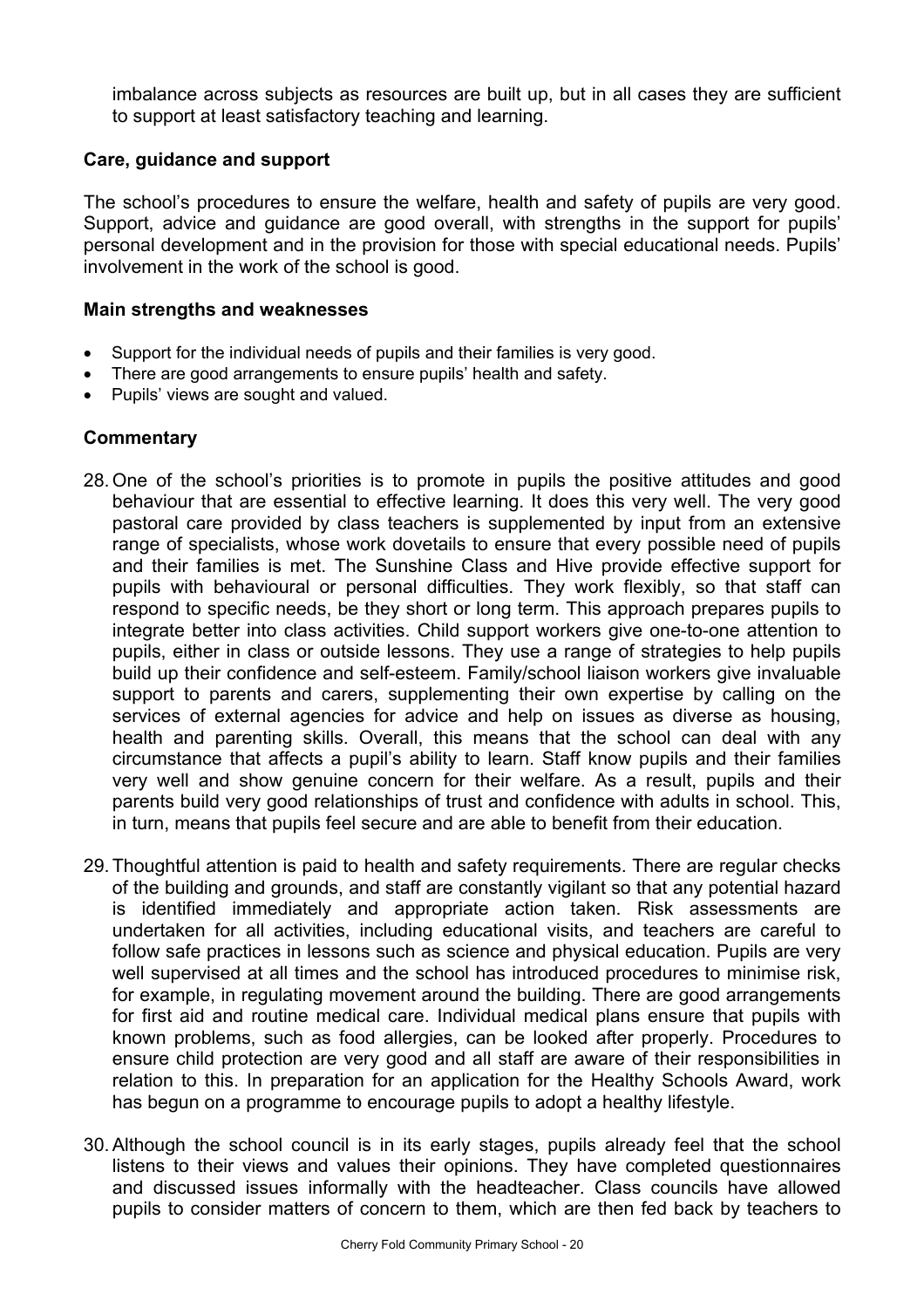imbalance across subjects as resources are built up, but in all cases they are sufficient to support at least satisfactory teaching and learning.

### Care, guidance and support

The school's procedures to ensure the welfare, health and safety of pupils are very good. Support, advice and guidance are good overall, with strengths in the support for pupils' personal development and in the provision for those with special educational needs. Pupils' involvement in the work of the school is good.

#### Main strengths and weaknesses

- Support for the individual needs of pupils and their families is very good.
- There are good arrangements to ensure pupils' health and safety.
- Pupils' views are sought and valued.

#### Commentary

28. One of the school's priorities is to promote in pupils the positive attitudes and good behaviour that are essential to effective learning. It does this very well. The very good pastoral care provided by class teachers is supplemented by input from an extensive range of specialists, whose work dovetails to ensure that every possible need of pupils and their families is met. The Sunshine Class and Hive provide effective support for pupils with behavioural or personal difficulties. They work flexibly, so that staff can respond to specific needs, be they short or long term. This approach prepares pupils to integrate better into class activities. Child support workers give one-to-one attention to pupils, either in class or outside lessons. They use a range of strategies to help pupils build up their confidence and self-esteem. Family/school liaison workers give invaluable support to parents and carers, supplementing their own expertise by calling on the services of external agencies for advice and help on issues as diverse as housing, health and parenting skills. Overall, this means that the school can deal with any circumstance that affects a pupil's ability to learn. Staff know pupils and their families very well and show genuine concern for their welfare. As a result, pupils and their parents build very good relationships of trust and confidence with adults in school. This, in turn, means that pupils feel secure and are able to benefit from their education.

29. Thoughtful attention is paid to health and safety requirements. There are regular checks of the building and grounds, and staff are constantly vigilant so that any potential hazard is identified immediately and appropriate action taken. Risk assessments are undertaken for all activities, including educational visits, and teachers are careful to follow safe practices in lessons such as science and physical education. Pupils are very well supervised at all times and the school has introduced procedures to minimise risk, for example, in regulating movement around the building. There are good arrangements for first aid and routine medical care. Individual medical plans ensure that pupils with known problems, such as food allergies, can be looked after properly. Procedures to ensure child protection are very good and all staff are aware of their responsibilities in relation to this. In preparation for an application for the Healthy Schools Award, work has begun on a programme to encourage pupils to adopt a healthy lifestyle.

30. Although the school council is in its early stages, pupils already feel that the school listens to their views and values their opinions. They have completed questionnaires and discussed issues informally with the headteacher. Class councils have allowed pupils to consider matters of concern to them, which are then fed back by teachers to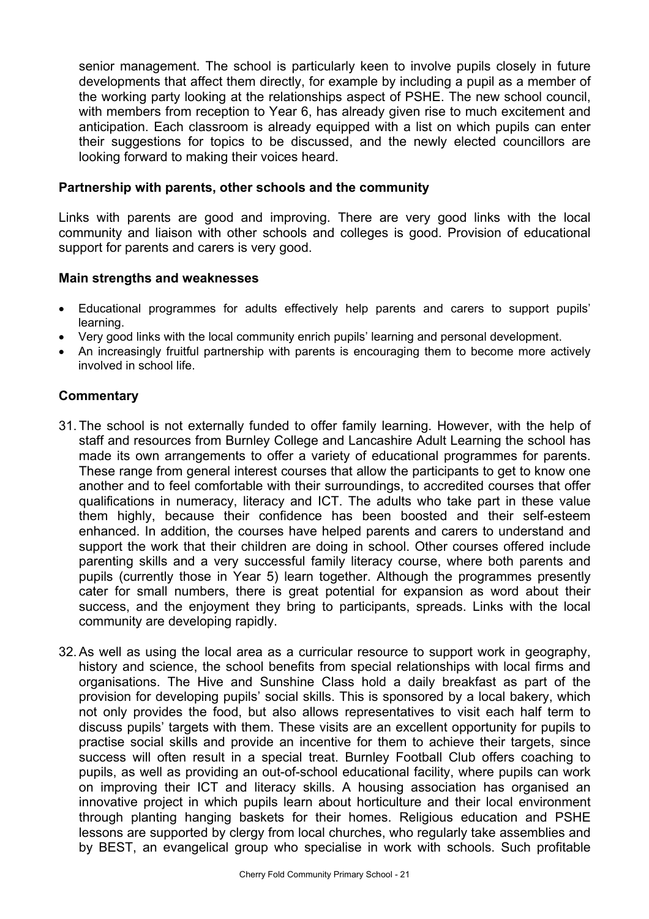senior management. The school is particularly keen to involve pupils closely in future developments that affect them directly, for example by including a pupil as a member of the working party looking at the relationships aspect of PSHE. The new school council, with members from reception to Year 6, has already given rise to much excitement and anticipation. Each classroom is already equipped with a list on which pupils can enter their suggestions for topics to be discussed, and the newly elected councillors are looking forward to making their voices heard.

### Partnership with parents, other schools and the community

Links with parents are good and improving. There are very good links with the local community and liaison with other schools and colleges is good. Provision of educational support for parents and carers is very good.

### Main strengths and weaknesses

- Educational programmes for adults effectively help parents and carers to support pupils' learning.
- Very good links with the local community enrich pupils' learning and personal development.
- An increasingly fruitful partnership with parents is encouraging them to become more actively involved in school life.

### Commentary

31. The school is not externally funded to offer family learning. However, with the help of staff and resources from Burnley College and Lancashire Adult Learning the school has made its own arrangements to offer a variety of educational programmes for parents. These range from general interest courses that allow the participants to get to know one another and to feel comfortable with their surroundings, to accredited courses that offer qualifications in numeracy, literacy and ICT. The adults who take part in these value them highly, because their confidence has been boosted and their self-esteem enhanced. In addition, the courses have helped parents and carers to understand and support the work that their children are doing in school. Other courses offered include parenting skills and a very successful family literacy course, where both parents and pupils (currently those in Year 5) learn together. Although the programmes presently cater for small numbers, there is great potential for expansion as word about their success, and the enjoyment they bring to participants, spreads. Links with the local community are developing rapidly.

32. As well as using the local area as a curricular resource to support work in geography, history and science, the school benefits from special relationships with local firms and organisations. The Hive and Sunshine Class hold a daily breakfast as part of the provision for developing pupils' social skills. This is sponsored by a local bakery, which not only provides the food, but also allows representatives to visit each half term to discuss pupils' targets with them. These visits are an excellent opportunity for pupils to practise social skills and provide an incentive for them to achieve their targets, since success will often result in a special treat. Burnley Football Club offers coaching to pupils, as well as providing an out-of-school educational facility, where pupils can work on improving their ICT and literacy skills. A housing association has organised an innovative project in which pupils learn about horticulture and their local environment through planting hanging baskets for their homes. Religious education and PSHE lessons are supported by clergy from local churches, who regularly take assemblies and by BEST, an evangelical group who specialise in work with schools. Such profitable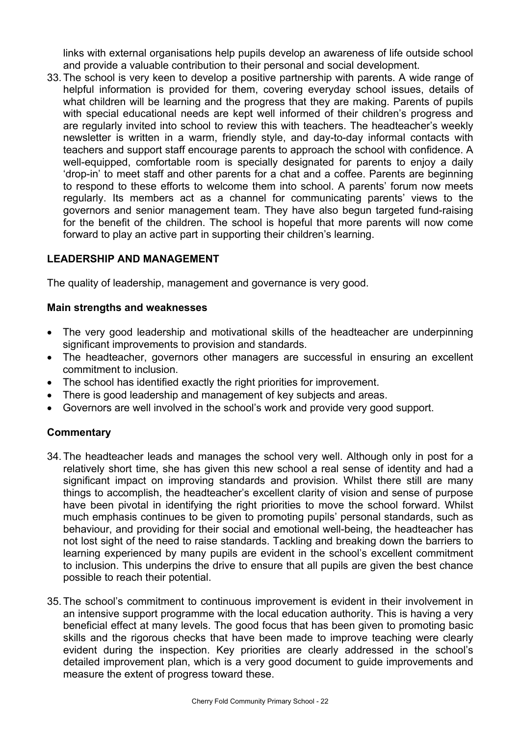links with external organisations help pupils develop an awareness of life outside school and provide a valuable contribution to their personal and social development.

33. The school is very keen to develop a positive partnership with parents. A wide range of helpful information is provided for them, covering everyday school issues, details of what children will be learning and the progress that they are making. Parents of pupils with special educational needs are kept well informed of their children's progress and are regularly invited into school to review this with teachers. The headteacher's weekly newsletter is written in a warm, friendly style, and day-to-day informal contacts with teachers and support staff encourage parents to approach the school with confidence. A well-equipped, comfortable room is specially designated for parents to enjoy a daily 'drop-in' to meet staff and other parents for a chat and a coffee. Parents are beginning to respond to these efforts to welcome them into school. A parents' forum now meets regularly. Its members act as a channel for communicating parents' views to the governors and senior management team. They have also begun targeted fund-raising for the benefit of the children. The school is hopeful that more parents will now come forward to play an active part in supporting their children's learning.

## LEADERSHIP AND MANAGEMENT

The quality of leadership, management and governance is very good.

### Main strengths and weaknesses

- The very good leadership and motivational skills of the headteacher are underpinning significant improvements to provision and standards.
- The headteacher, governors other managers are successful in ensuring an excellent commitment to inclusion.
- The school has identified exactly the right priorities for improvement.
- There is good leadership and management of key subjects and areas.
- Governors are well involved in the school's work and provide very good support.

### Commentary

34. The headteacher leads and manages the school very well. Although only in post for a relatively short time, she has given this new school a real sense of identity and had a significant impact on improving standards and provision. Whilst there still are many things to accomplish, the headteacher's excellent clarity of vision and sense of purpose have been pivotal in identifying the right priorities to move the school forward. Whilst much emphasis continues to be given to promoting pupils' personal standards, such as behaviour, and providing for their social and emotional well-being, the headteacher has not lost sight of the need to raise standards. Tackling and breaking down the barriers to learning experienced by many pupils are evident in the school's excellent commitment to inclusion. This underpins the drive to ensure that all pupils are given the best chance possible to reach their potential.

35. The school's commitment to continuous improvement is evident in their involvement in an intensive support programme with the local education authority. This is having a very beneficial effect at many levels. The good focus that has been given to promoting basic skills and the rigorous checks that have been made to improve teaching were clearly evident during the inspection. Key priorities are clearly addressed in the school's detailed improvement plan, which is a very good document to guide improvements and measure the extent of progress toward these.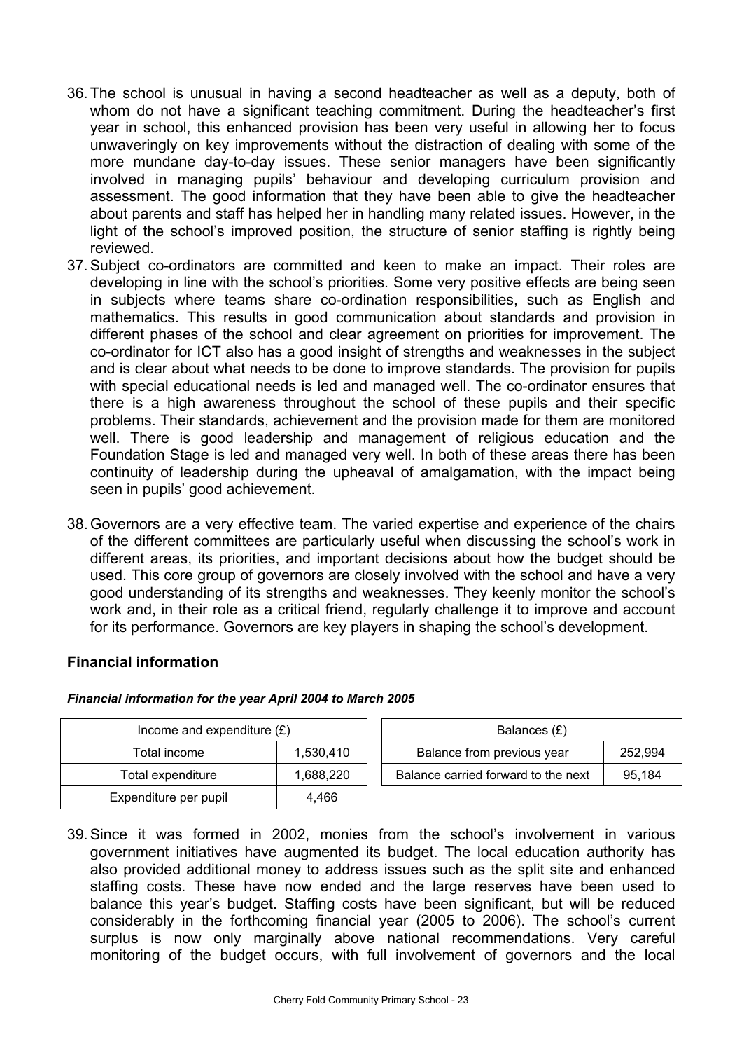36. The school is unusual in having a second headteacher as well as a deputy, both of whom do not have a significant teaching commitment. During the headteacher's first year in school, this enhanced provision has been very useful in allowing her to focus unwaveringly on key improvements without the distraction of dealing with some of the more mundane day-to-day issues. These senior managers have been significantly involved in managing pupils' behaviour and developing curriculum provision and assessment. The good information that they have been able to give the headteacher about parents and staff has helped her in handling many related issues. However, in the light of the school's improved position, the structure of senior staffing is rightly being reviewed.

37. Subject co-ordinators are committed and keen to make an impact. Their roles are developing in line with the school's priorities. Some very positive effects are being seen in subjects where teams share co-ordination responsibilities, such as English and mathematics. This results in good communication about standards and provision in different phases of the school and clear agreement on priorities for improvement. The co-ordinator for ICT also has a good insight of strengths and weaknesses in the subject and is clear about what needs to be done to improve standards. The provision for pupils with special educational needs is led and managed well. The co-ordinator ensures that there is a high awareness throughout the school of these pupils and their specific problems. Their standards, achievement and the provision made for them are monitored well. There is good leadership and management of religious education and the Foundation Stage is led and managed very well. In both of these areas there has been continuity of leadership during the upheaval of amalgamation, with the impact being seen in pupils' good achievement.

38. Governors are a very effective team. The varied expertise and experience of the chairs of the different committees are particularly useful when discussing the school's work in different areas, its priorities, and important decisions about how the budget should be used. This core group of governors are closely involved with the school and have a very good understanding of its strengths and weaknesses. They keenly monitor the school's work and, in their role as a critical friend, regularly challenge it to improve and account for its performance. Governors are key players in shaping the school's development.

## Financial information

***Financial information for the year April 2004 to March 2005***

| Income and expenditure (£) | |
|---|---|
| Total income | 1,530,410 |
| Total expenditure | 1,688,220 |
| Expenditure per pupil | 4,466 |

| Balances (£) | |
|---|---|
| Balance from previous year | 252,994 |
| Balance carried forward to the next | 95,184 |

39. Since it was formed in 2002, monies from the school's involvement in various government initiatives have augmented its budget. The local education authority has also provided additional money to address issues such as the split site and enhanced staffing costs. These have now ended and the large reserves have been used to balance this year's budget. Staffing costs have been significant, but will be reduced considerably in the forthcoming financial year (2005 to 2006). The school's current surplus is now only marginally above national recommendations. Very careful monitoring of the budget occurs, with full involvement of governors and the local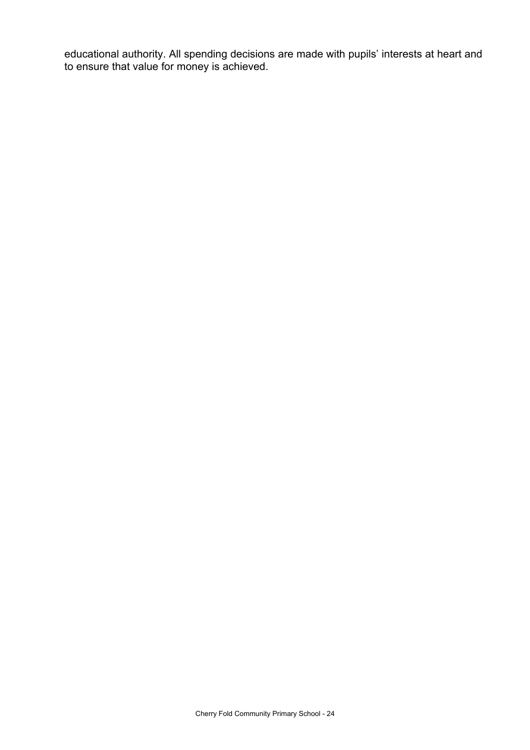educational authority. All spending decisions are made with pupils' interests at heart and to ensure that value for money is achieved.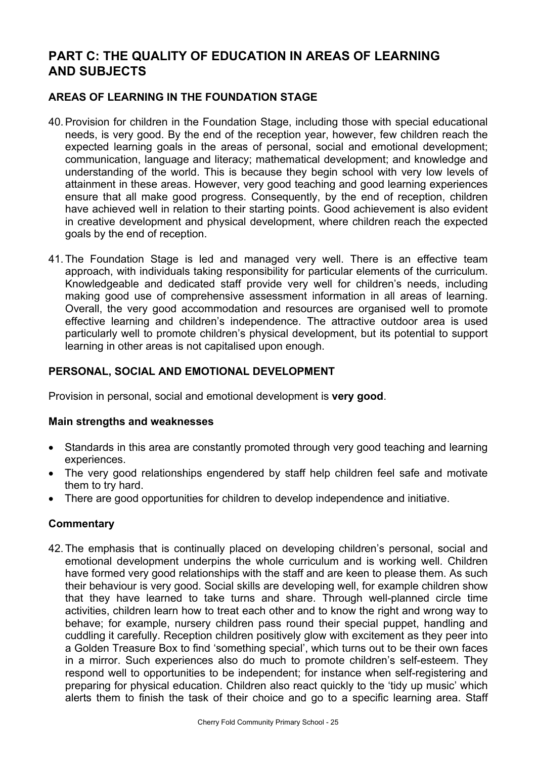# PART C: THE QUALITY OF EDUCATION IN AREAS OF LEARNING AND SUBJECTS

## AREAS OF LEARNING IN THE FOUNDATION STAGE

40. Provision for children in the Foundation Stage, including those with special educational needs, is very good. By the end of the reception year, however, few children reach the expected learning goals in the areas of personal, social and emotional development; communication, language and literacy; mathematical development; and knowledge and understanding of the world. This is because they begin school with very low levels of attainment in these areas. However, very good teaching and good learning experiences ensure that all make good progress. Consequently, by the end of reception, children have achieved well in relation to their starting points. Good achievement is also evident in creative development and physical development, where children reach the expected goals by the end of reception.

41. The Foundation Stage is led and managed very well. There is an effective team approach, with individuals taking responsibility for particular elements of the curriculum. Knowledgeable and dedicated staff provide very well for children's needs, including making good use of comprehensive assessment information in all areas of learning. Overall, the very good accommodation and resources are organised well to promote effective learning and children's independence. The attractive outdoor area is used particularly well to promote children's physical development, but its potential to support learning in other areas is not capitalised upon enough.

## PERSONAL, SOCIAL AND EMOTIONAL DEVELOPMENT

Provision in personal, social and emotional development is **very good**.

### Main strengths and weaknesses

- Standards in this area are constantly promoted through very good teaching and learning experiences.
- The very good relationships engendered by staff help children feel safe and motivate them to try hard.
- There are good opportunities for children to develop independence and initiative.

### Commentary

42. The emphasis that is continually placed on developing children's personal, social and emotional development underpins the whole curriculum and is working well. Children have formed very good relationships with the staff and are keen to please them. As such their behaviour is very good. Social skills are developing well, for example children show that they have learned to take turns and share. Through well-planned circle time activities, children learn how to treat each other and to know the right and wrong way to behave; for example, nursery children pass round their special puppet, handling and cuddling it carefully. Reception children positively glow with excitement as they peer into a Golden Treasure Box to find 'something special', which turns out to be their own faces in a mirror. Such experiences also do much to promote children's self-esteem. They respond well to opportunities to be independent; for instance when self-registering and preparing for physical education. Children also react quickly to the 'tidy up music' which alerts them to finish the task of their choice and go to a specific learning area. Staff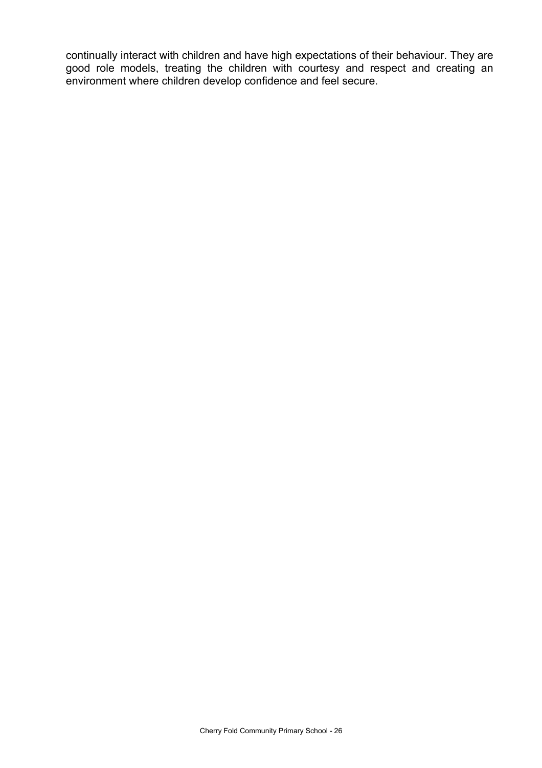continually interact with children and have high expectations of their behaviour. They are good role models, treating the children with courtesy and respect and creating an environment where children develop confidence and feel secure.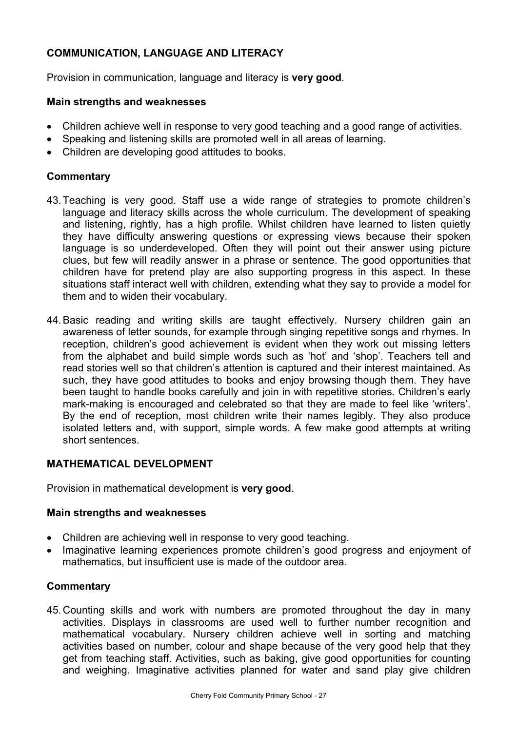## COMMUNICATION, LANGUAGE AND LITERACY

Provision in communication, language and literacy is **very good**.

### Main strengths and weaknesses

- Children achieve well in response to very good teaching and a good range of activities.
- Speaking and listening skills are promoted well in all areas of learning.
- Children are developing good attitudes to books.

### Commentary

43. Teaching is very good. Staff use a wide range of strategies to promote children's language and literacy skills across the whole curriculum. The development of speaking and listening, rightly, has a high profile. Whilst children have learned to listen quietly they have difficulty answering questions or expressing views because their spoken language is so underdeveloped. Often they will point out their answer using picture clues, but few will readily answer in a phrase or sentence. The good opportunities that children have for pretend play are also supporting progress in this aspect. In these situations staff interact well with children, extending what they say to provide a model for them and to widen their vocabulary.

44. Basic reading and writing skills are taught effectively. Nursery children gain an awareness of letter sounds, for example through singing repetitive songs and rhymes. In reception, children's good achievement is evident when they work out missing letters from the alphabet and build simple words such as 'hot' and 'shop'. Teachers tell and read stories well so that children's attention is captured and their interest maintained. As such, they have good attitudes to books and enjoy browsing though them. They have been taught to handle books carefully and join in with repetitive stories. Children's early mark-making is encouraged and celebrated so that they are made to feel like 'writers'. By the end of reception, most children write their names legibly. They also produce isolated letters and, with support, simple words. A few make good attempts at writing short sentences.

## MATHEMATICAL DEVELOPMENT

Provision in mathematical development is **very good**.

### Main strengths and weaknesses

- Children are achieving well in response to very good teaching.
- Imaginative learning experiences promote children's good progress and enjoyment of mathematics, but insufficient use is made of the outdoor area.

### Commentary

45. Counting skills and work with numbers are promoted throughout the day in many activities. Displays in classrooms are used well to further number recognition and mathematical vocabulary. Nursery children achieve well in sorting and matching activities based on number, colour and shape because of the very good help that they get from teaching staff. Activities, such as baking, give good opportunities for counting and weighing. Imaginative activities planned for water and sand play give children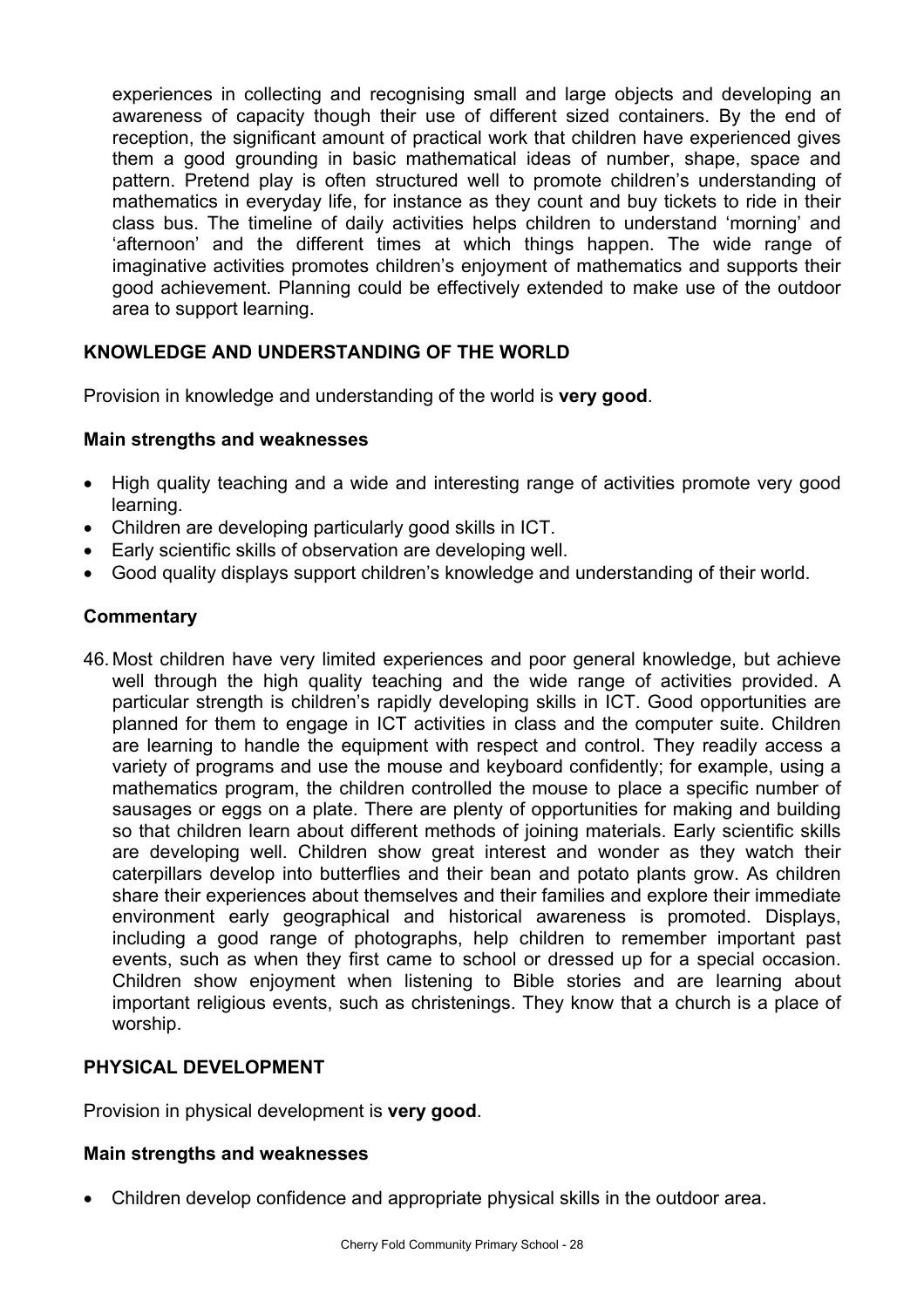experiences in collecting and recognising small and large objects and developing an awareness of capacity though their use of different sized containers. By the end of reception, the significant amount of practical work that children have experienced gives them a good grounding in basic mathematical ideas of number, shape, space and pattern. Pretend play is often structured well to promote children's understanding of mathematics in everyday life, for instance as they count and buy tickets to ride in their class bus. The timeline of daily activities helps children to understand 'morning' and 'afternoon' and the different times at which things happen. The wide range of imaginative activities promotes children's enjoyment of mathematics and supports their good achievement. Planning could be effectively extended to make use of the outdoor area to support learning.

## KNOWLEDGE AND UNDERSTANDING OF THE WORLD

Provision in knowledge and understanding of the world is **very good**.

### Main strengths and weaknesses

- High quality teaching and a wide and interesting range of activities promote very good learning.
- Children are developing particularly good skills in ICT.
- Early scientific skills of observation are developing well.
- Good quality displays support children's knowledge and understanding of their world.

### Commentary

46. Most children have very limited experiences and poor general knowledge, but achieve well through the high quality teaching and the wide range of activities provided. A particular strength is children's rapidly developing skills in ICT. Good opportunities are planned for them to engage in ICT activities in class and the computer suite. Children are learning to handle the equipment with respect and control. They readily access a variety of programs and use the mouse and keyboard confidently; for example, using a mathematics program, the children controlled the mouse to place a specific number of sausages or eggs on a plate. There are plenty of opportunities for making and building so that children learn about different methods of joining materials. Early scientific skills are developing well. Children show great interest and wonder as they watch their caterpillars develop into butterflies and their bean and potato plants grow. As children share their experiences about themselves and their families and explore their immediate environment early geographical and historical awareness is promoted. Displays, including a good range of photographs, help children to remember important past events, such as when they first came to school or dressed up for a special occasion. Children show enjoyment when listening to Bible stories and are learning about important religious events, such as christenings. They know that a church is a place of worship.

## PHYSICAL DEVELOPMENT

Provision in physical development is **very good**.

### Main strengths and weaknesses

- Children develop confidence and appropriate physical skills in the outdoor area.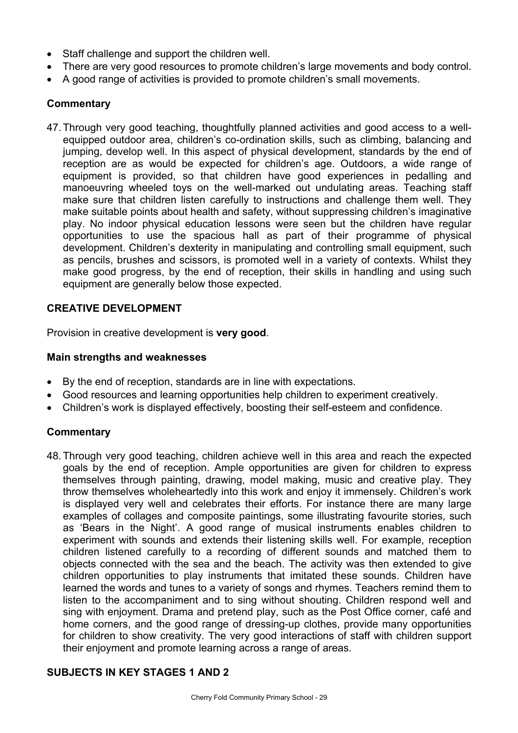- Staff challenge and support the children well.
- There are very good resources to promote children's large movements and body control.
- A good range of activities is provided to promote children's small movements.

### Commentary

47. Through very good teaching, thoughtfully planned activities and good access to a well-equipped outdoor area, children's co-ordination skills, such as climbing, balancing and jumping, develop well. In this aspect of physical development, standards by the end of reception are as would be expected for children's age. Outdoors, a wide range of equipment is provided, so that children have good experiences in pedalling and manoeuvring wheeled toys on the well-marked out undulating areas. Teaching staff make sure that children listen carefully to instructions and challenge them well. They make suitable points about health and safety, without suppressing children's imaginative play. No indoor physical education lessons were seen but the children have regular opportunities to use the spacious hall as part of their programme of physical development. Children's dexterity in manipulating and controlling small equipment, such as pencils, brushes and scissors, is promoted well in a variety of contexts. Whilst they make good progress, by the end of reception, their skills in handling and using such equipment are generally below those expected.

## CREATIVE DEVELOPMENT

Provision in creative development is **very good**.

### Main strengths and weaknesses

- By the end of reception, standards are in line with expectations.
- Good resources and learning opportunities help children to experiment creatively.
- Children's work is displayed effectively, boosting their self-esteem and confidence.

### Commentary

48. Through very good teaching, children achieve well in this area and reach the expected goals by the end of reception. Ample opportunities are given for children to express themselves through painting, drawing, model making, music and creative play. They throw themselves wholeheartedly into this work and enjoy it immensely. Children's work is displayed very well and celebrates their efforts. For instance there are many large examples of collages and composite paintings, some illustrating favourite stories, such as 'Bears in the Night'. A good range of musical instruments enables children to experiment with sounds and extends their listening skills well. For example, reception children listened carefully to a recording of different sounds and matched them to objects connected with the sea and the beach. The activity was then extended to give children opportunities to play instruments that imitated these sounds. Children have learned the words and tunes to a variety of songs and rhymes. Teachers remind them to listen to the accompaniment and to sing without shouting. Children respond well and sing with enjoyment. Drama and pretend play, such as the Post Office corner, café and home corners, and the good range of dressing-up clothes, provide many opportunities for children to show creativity. The very good interactions of staff with children support their enjoyment and promote learning across a range of areas.

## SUBJECTS IN KEY STAGES 1 AND 2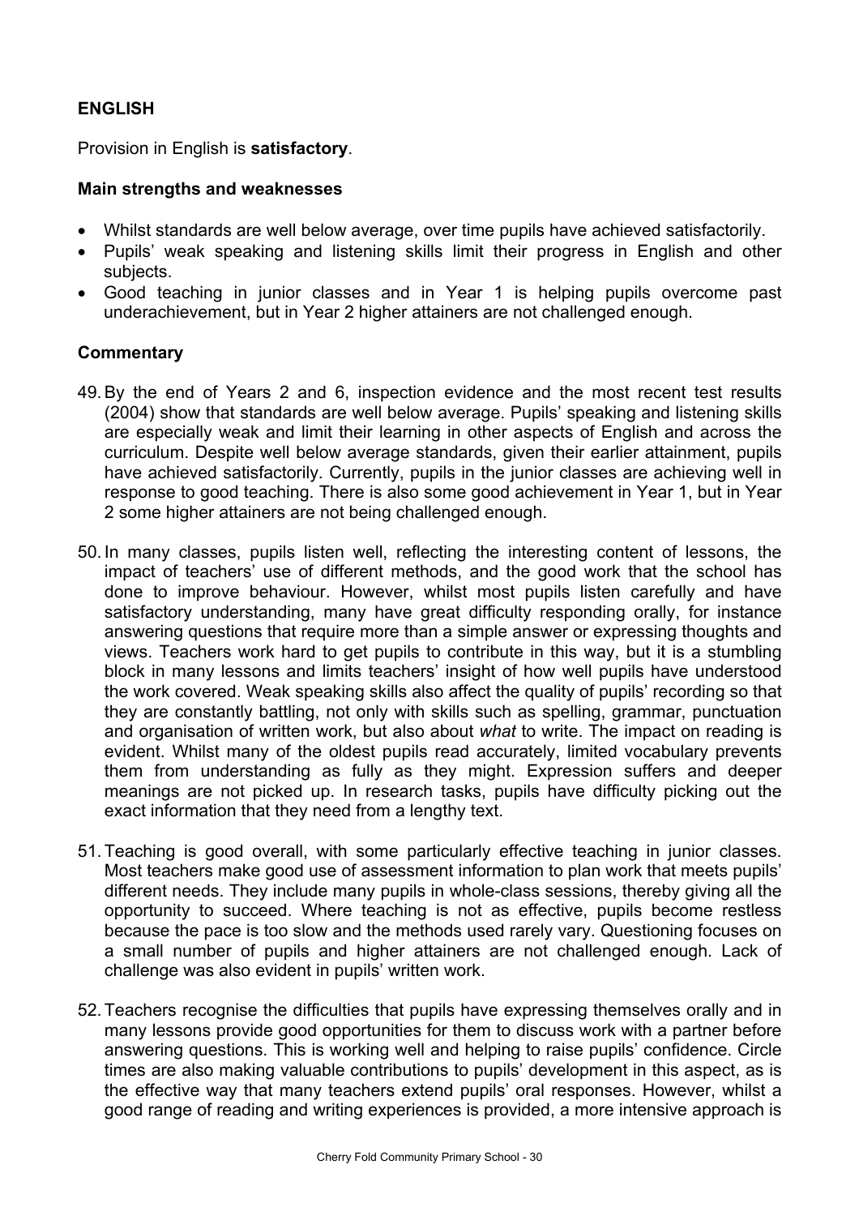## ENGLISH

Provision in English is **satisfactory**.

### Main strengths and weaknesses

- Whilst standards are well below average, over time pupils have achieved satisfactorily.
- Pupils' weak speaking and listening skills limit their progress in English and other subjects.
- Good teaching in junior classes and in Year 1 is helping pupils overcome past underachievement, but in Year 2 higher attainers are not challenged enough.

### Commentary

49. By the end of Years 2 and 6, inspection evidence and the most recent test results (2004) show that standards are well below average. Pupils' speaking and listening skills are especially weak and limit their learning in other aspects of English and across the curriculum. Despite well below average standards, given their earlier attainment, pupils have achieved satisfactorily. Currently, pupils in the junior classes are achieving well in response to good teaching. There is also some good achievement in Year 1, but in Year 2 some higher attainers are not being challenged enough.

50. In many classes, pupils listen well, reflecting the interesting content of lessons, the impact of teachers' use of different methods, and the good work that the school has done to improve behaviour. However, whilst most pupils listen carefully and have satisfactory understanding, many have great difficulty responding orally, for instance answering questions that require more than a simple answer or expressing thoughts and views. Teachers work hard to get pupils to contribute in this way, but it is a stumbling block in many lessons and limits teachers' insight of how well pupils have understood the work covered. Weak speaking skills also affect the quality of pupils' recording so that they are constantly battling, not only with skills such as spelling, grammar, punctuation and organisation of written work, but also about *what* to write. The impact on reading is evident. Whilst many of the oldest pupils read accurately, limited vocabulary prevents them from understanding as fully as they might. Expression suffers and deeper meanings are not picked up. In research tasks, pupils have difficulty picking out the exact information that they need from a lengthy text.

51. Teaching is good overall, with some particularly effective teaching in junior classes. Most teachers make good use of assessment information to plan work that meets pupils' different needs. They include many pupils in whole-class sessions, thereby giving all the opportunity to succeed. Where teaching is not as effective, pupils become restless because the pace is too slow and the methods used rarely vary. Questioning focuses on a small number of pupils and higher attainers are not challenged enough. Lack of challenge was also evident in pupils' written work.

52. Teachers recognise the difficulties that pupils have expressing themselves orally and in many lessons provide good opportunities for them to discuss work with a partner before answering questions. This is working well and helping to raise pupils' confidence. Circle times are also making valuable contributions to pupils' development in this aspect, as is the effective way that many teachers extend pupils' oral responses. However, whilst a good range of reading and writing experiences is provided, a more intensive approach is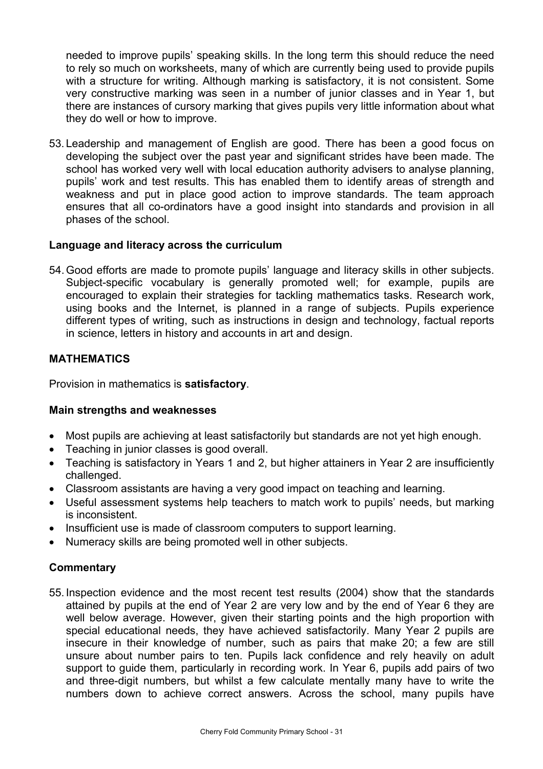needed to improve pupils' speaking skills. In the long term this should reduce the need to rely so much on worksheets, many of which are currently being used to provide pupils with a structure for writing. Although marking is satisfactory, it is not consistent. Some very constructive marking was seen in a number of junior classes and in Year 1, but there are instances of cursory marking that gives pupils very little information about what they do well or how to improve.

53. Leadership and management of English are good. There has been a good focus on developing the subject over the past year and significant strides have been made. The school has worked very well with local education authority advisers to analyse planning, pupils' work and test results. This has enabled them to identify areas of strength and weakness and put in place good action to improve standards. The team approach ensures that all co-ordinators have a good insight into standards and provision in all phases of the school.

**Language and literacy across the curriculum**

54. Good efforts are made to promote pupils' language and literacy skills in other subjects. Subject-specific vocabulary is generally promoted well; for example, pupils are encouraged to explain their strategies for tackling mathematics tasks. Research work, using books and the Internet, is planned in a range of subjects. Pupils experience different types of writing, such as instructions in design and technology, factual reports in science, letters in history and accounts in art and design.

## MATHEMATICS

Provision in mathematics is **satisfactory**.

**Main strengths and weaknesses**

- Most pupils are achieving at least satisfactorily but standards are not yet high enough.
- Teaching in junior classes is good overall.
- Teaching is satisfactory in Years 1 and 2, but higher attainers in Year 2 are insufficiently challenged.
- Classroom assistants are having a very good impact on teaching and learning.
- Useful assessment systems help teachers to match work to pupils' needs, but marking is inconsistent.
- Insufficient use is made of classroom computers to support learning.
- Numeracy skills are being promoted well in other subjects.

**Commentary**

55. Inspection evidence and the most recent test results (2004) show that the standards attained by pupils at the end of Year 2 are very low and by the end of Year 6 they are well below average. However, given their starting points and the high proportion with special educational needs, they have achieved satisfactorily. Many Year 2 pupils are insecure in their knowledge of number, such as pairs that make 20; a few are still unsure about number pairs to ten. Pupils lack confidence and rely heavily on adult support to guide them, particularly in recording work. In Year 6, pupils add pairs of two and three-digit numbers, but whilst a few calculate mentally many have to write the numbers down to achieve correct answers. Across the school, many pupils have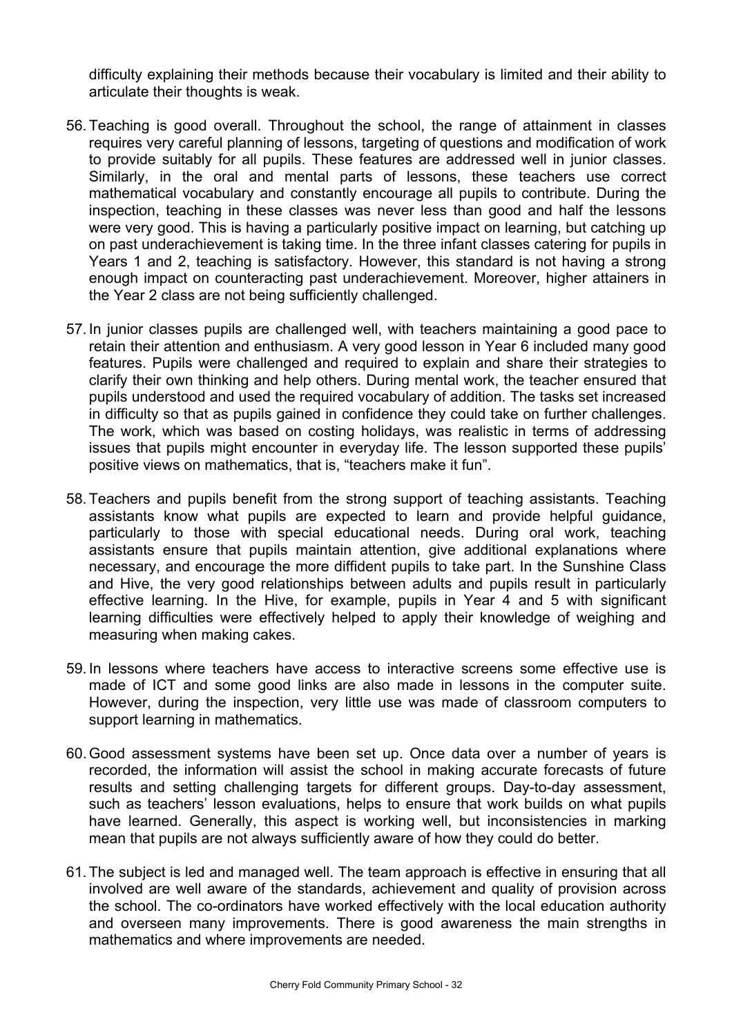difficulty explaining their methods because their vocabulary is limited and their ability to articulate their thoughts is weak.

56. Teaching is good overall. Throughout the school, the range of attainment in classes requires very careful planning of lessons, targeting of questions and modification of work to provide suitably for all pupils. These features are addressed well in junior classes. Similarly, in the oral and mental parts of lessons, these teachers use correct mathematical vocabulary and constantly encourage all pupils to contribute. During the inspection, teaching in these classes was never less than good and half the lessons were very good. This is having a particularly positive impact on learning, but catching up on past underachievement is taking time. In the three infant classes catering for pupils in Years 1 and 2, teaching is satisfactory. However, this standard is not having a strong enough impact on counteracting past underachievement. Moreover, higher attainers in the Year 2 class are not being sufficiently challenged.

57. In junior classes pupils are challenged well, with teachers maintaining a good pace to retain their attention and enthusiasm. A very good lesson in Year 6 included many good features. Pupils were challenged and required to explain and share their strategies to clarify their own thinking and help others. During mental work, the teacher ensured that pupils understood and used the required vocabulary of addition. The tasks set increased in difficulty so that as pupils gained in confidence they could take on further challenges. The work, which was based on costing holidays, was realistic in terms of addressing issues that pupils might encounter in everyday life. The lesson supported these pupils' positive views on mathematics, that is, "teachers make it fun".

58. Teachers and pupils benefit from the strong support of teaching assistants. Teaching assistants know what pupils are expected to learn and provide helpful guidance, particularly to those with special educational needs. During oral work, teaching assistants ensure that pupils maintain attention, give additional explanations where necessary, and encourage the more diffident pupils to take part. In the Sunshine Class and Hive, the very good relationships between adults and pupils result in particularly effective learning. In the Hive, for example, pupils in Year 4 and 5 with significant learning difficulties were effectively helped to apply their knowledge of weighing and measuring when making cakes.

59. In lessons where teachers have access to interactive screens some effective use is made of ICT and some good links are also made in lessons in the computer suite. However, during the inspection, very little use was made of classroom computers to support learning in mathematics.

60. Good assessment systems have been set up. Once data over a number of years is recorded, the information will assist the school in making accurate forecasts of future results and setting challenging targets for different groups. Day-to-day assessment, such as teachers' lesson evaluations, helps to ensure that work builds on what pupils have learned. Generally, this aspect is working well, but inconsistencies in marking mean that pupils are not always sufficiently aware of how they could do better.

61. The subject is led and managed well. The team approach is effective in ensuring that all involved are well aware of the standards, achievement and quality of provision across the school. The co-ordinators have worked effectively with the local education authority and overseen many improvements. There is good awareness the main strengths in mathematics and where improvements are needed.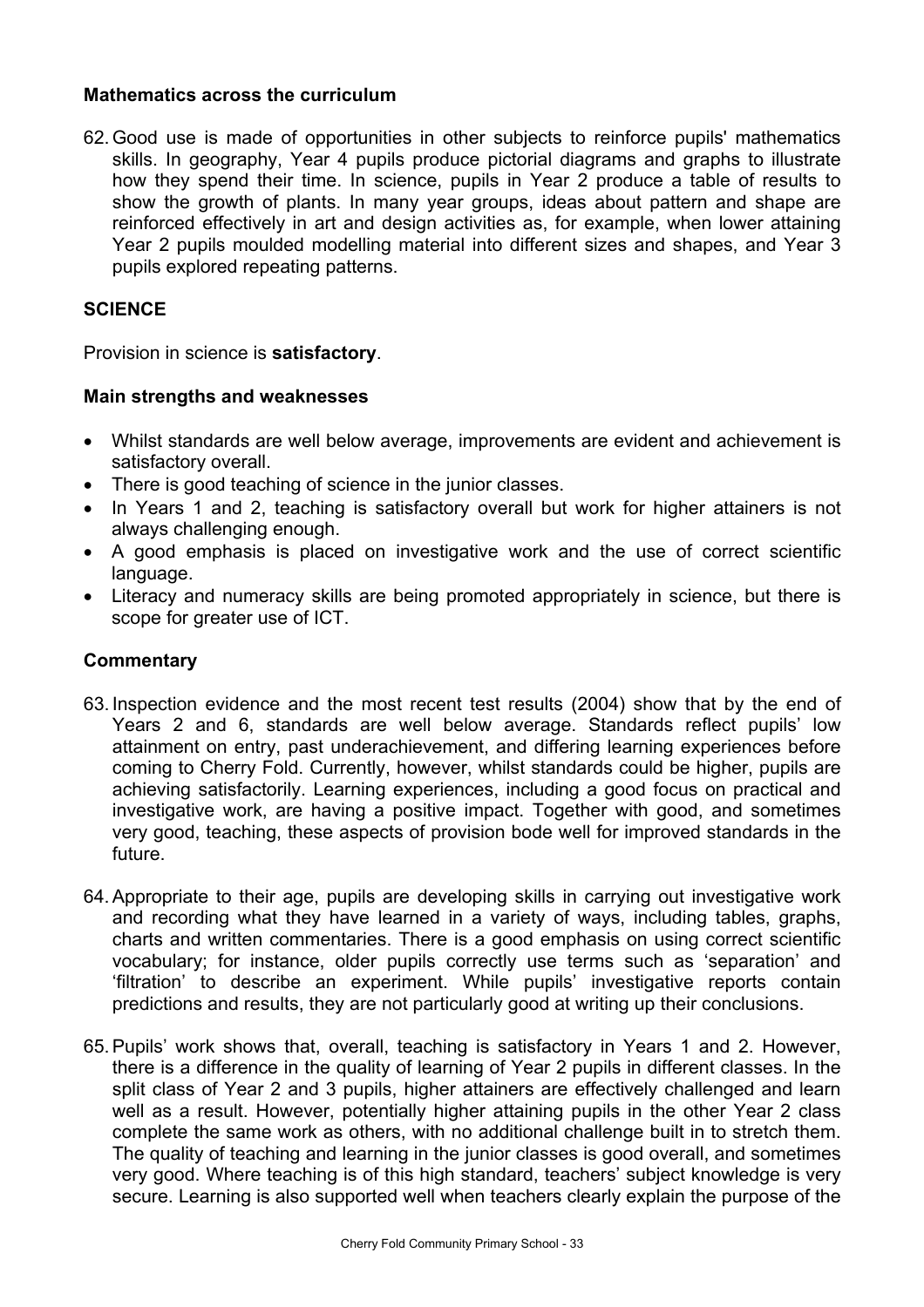### Mathematics across the curriculum

62. Good use is made of opportunities in other subjects to reinforce pupils' mathematics skills. In geography, Year 4 pupils produce pictorial diagrams and graphs to illustrate how they spend their time. In science, pupils in Year 2 produce a table of results to show the growth of plants. In many year groups, ideas about pattern and shape are reinforced effectively in art and design activities as, for example, when lower attaining Year 2 pupils moulded modelling material into different sizes and shapes, and Year 3 pupils explored repeating patterns.

## SCIENCE

Provision in science is **satisfactory**.

### Main strengths and weaknesses

- Whilst standards are well below average, improvements are evident and achievement is satisfactory overall.
- There is good teaching of science in the junior classes.
- In Years 1 and 2, teaching is satisfactory overall but work for higher attainers is not always challenging enough.
- A good emphasis is placed on investigative work and the use of correct scientific language.
- Literacy and numeracy skills are being promoted appropriately in science, but there is scope for greater use of ICT.

### Commentary

63. Inspection evidence and the most recent test results (2004) show that by the end of Years 2 and 6, standards are well below average. Standards reflect pupils' low attainment on entry, past underachievement, and differing learning experiences before coming to Cherry Fold. Currently, however, whilst standards could be higher, pupils are achieving satisfactorily. Learning experiences, including a good focus on practical and investigative work, are having a positive impact. Together with good, and sometimes very good, teaching, these aspects of provision bode well for improved standards in the future.

64. Appropriate to their age, pupils are developing skills in carrying out investigative work and recording what they have learned in a variety of ways, including tables, graphs, charts and written commentaries. There is a good emphasis on using correct scientific vocabulary; for instance, older pupils correctly use terms such as 'separation' and 'filtration' to describe an experiment. While pupils' investigative reports contain predictions and results, they are not particularly good at writing up their conclusions.

65. Pupils' work shows that, overall, teaching is satisfactory in Years 1 and 2. However, there is a difference in the quality of learning of Year 2 pupils in different classes. In the split class of Year 2 and 3 pupils, higher attainers are effectively challenged and learn well as a result. However, potentially higher attaining pupils in the other Year 2 class complete the same work as others, with no additional challenge built in to stretch them. The quality of teaching and learning in the junior classes is good overall, and sometimes very good. Where teaching is of this high standard, teachers' subject knowledge is very secure. Learning is also supported well when teachers clearly explain the purpose of the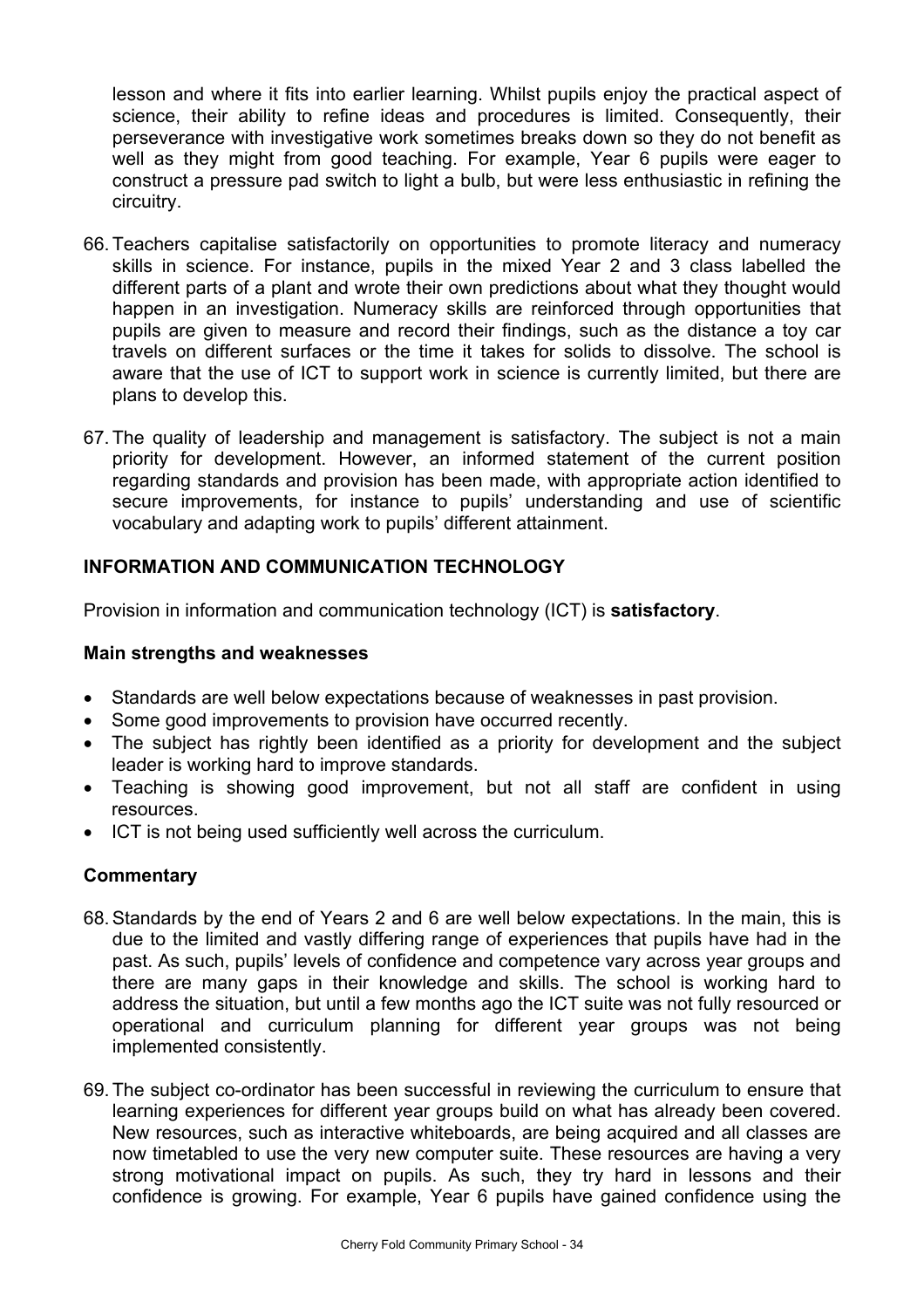lesson and where it fits into earlier learning. Whilst pupils enjoy the practical aspect of science, their ability to refine ideas and procedures is limited. Consequently, their perseverance with investigative work sometimes breaks down so they do not benefit as well as they might from good teaching. For example, Year 6 pupils were eager to construct a pressure pad switch to light a bulb, but were less enthusiastic in refining the circuitry.

66. Teachers capitalise satisfactorily on opportunities to promote literacy and numeracy skills in science. For instance, pupils in the mixed Year 2 and 3 class labelled the different parts of a plant and wrote their own predictions about what they thought would happen in an investigation. Numeracy skills are reinforced through opportunities that pupils are given to measure and record their findings, such as the distance a toy car travels on different surfaces or the time it takes for solids to dissolve. The school is aware that the use of ICT to support work in science is currently limited, but there are plans to develop this.

67. The quality of leadership and management is satisfactory. The subject is not a main priority for development. However, an informed statement of the current position regarding standards and provision has been made, with appropriate action identified to secure improvements, for instance to pupils' understanding and use of scientific vocabulary and adapting work to pupils' different attainment.

## INFORMATION AND COMMUNICATION TECHNOLOGY

Provision in information and communication technology (ICT) is **satisfactory**.

### Main strengths and weaknesses

- Standards are well below expectations because of weaknesses in past provision.
- Some good improvements to provision have occurred recently.
- The subject has rightly been identified as a priority for development and the subject leader is working hard to improve standards.
- Teaching is showing good improvement, but not all staff are confident in using resources.
- ICT is not being used sufficiently well across the curriculum.

### Commentary

68. Standards by the end of Years 2 and 6 are well below expectations. In the main, this is due to the limited and vastly differing range of experiences that pupils have had in the past. As such, pupils' levels of confidence and competence vary across year groups and there are many gaps in their knowledge and skills. The school is working hard to address the situation, but until a few months ago the ICT suite was not fully resourced or operational and curriculum planning for different year groups was not being implemented consistently.

69. The subject co-ordinator has been successful in reviewing the curriculum to ensure that learning experiences for different year groups build on what has already been covered. New resources, such as interactive whiteboards, are being acquired and all classes are now timetabled to use the very new computer suite. These resources are having a very strong motivational impact on pupils. As such, they try hard in lessons and their confidence is growing. For example, Year 6 pupils have gained confidence using the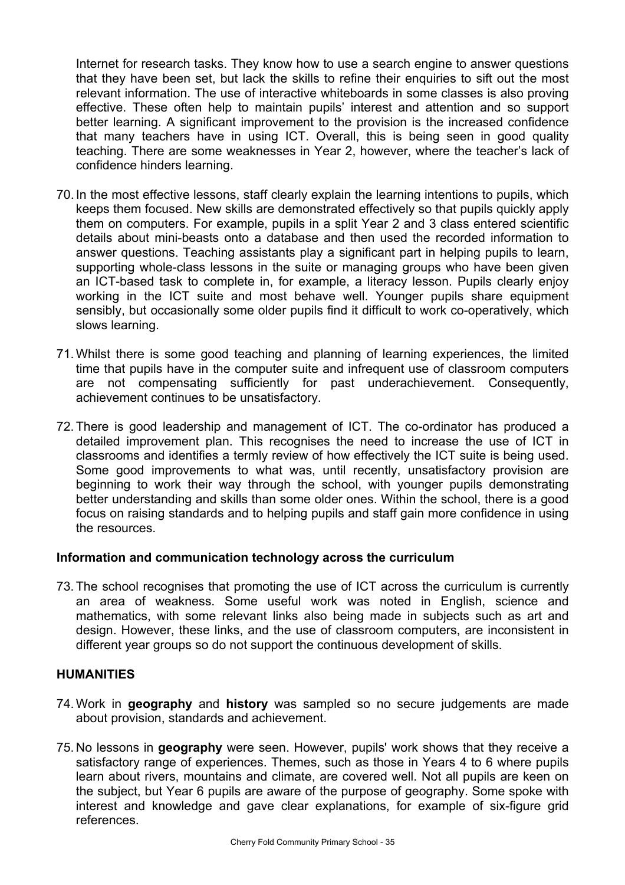Internet for research tasks. They know how to use a search engine to answer questions that they have been set, but lack the skills to refine their enquiries to sift out the most relevant information. The use of interactive whiteboards in some classes is also proving effective. These often help to maintain pupils' interest and attention and so support better learning. A significant improvement to the provision is the increased confidence that many teachers have in using ICT. Overall, this is being seen in good quality teaching. There are some weaknesses in Year 2, however, where the teacher's lack of confidence hinders learning.

70. In the most effective lessons, staff clearly explain the learning intentions to pupils, which keeps them focused. New skills are demonstrated effectively so that pupils quickly apply them on computers. For example, pupils in a split Year 2 and 3 class entered scientific details about mini-beasts onto a database and then used the recorded information to answer questions. Teaching assistants play a significant part in helping pupils to learn, supporting whole-class lessons in the suite or managing groups who have been given an ICT-based task to complete in, for example, a literacy lesson. Pupils clearly enjoy working in the ICT suite and most behave well. Younger pupils share equipment sensibly, but occasionally some older pupils find it difficult to work co-operatively, which slows learning.

71. Whilst there is some good teaching and planning of learning experiences, the limited time that pupils have in the computer suite and infrequent use of classroom computers are not compensating sufficiently for past underachievement. Consequently, achievement continues to be unsatisfactory.

72. There is good leadership and management of ICT. The co-ordinator has produced a detailed improvement plan. This recognises the need to increase the use of ICT in classrooms and identifies a termly review of how effectively the ICT suite is being used. Some good improvements to what was, until recently, unsatisfactory provision are beginning to work their way through the school, with younger pupils demonstrating better understanding and skills than some older ones. Within the school, there is a good focus on raising standards and to helping pupils and staff gain more confidence in using the resources.

### Information and communication technology across the curriculum

73. The school recognises that promoting the use of ICT across the curriculum is currently an area of weakness. Some useful work was noted in English, science and mathematics, with some relevant links also being made in subjects such as art and design. However, these links, and the use of classroom computers, are inconsistent in different year groups so do not support the continuous development of skills.

## HUMANITIES

74. Work in **geography** and **history** was sampled so no secure judgements are made about provision, standards and achievement.

75. No lessons in **geography** were seen. However, pupils' work shows that they receive a satisfactory range of experiences. Themes, such as those in Years 4 to 6 where pupils learn about rivers, mountains and climate, are covered well. Not all pupils are keen on the subject, but Year 6 pupils are aware of the purpose of geography. Some spoke with interest and knowledge and gave clear explanations, for example of six-figure grid references.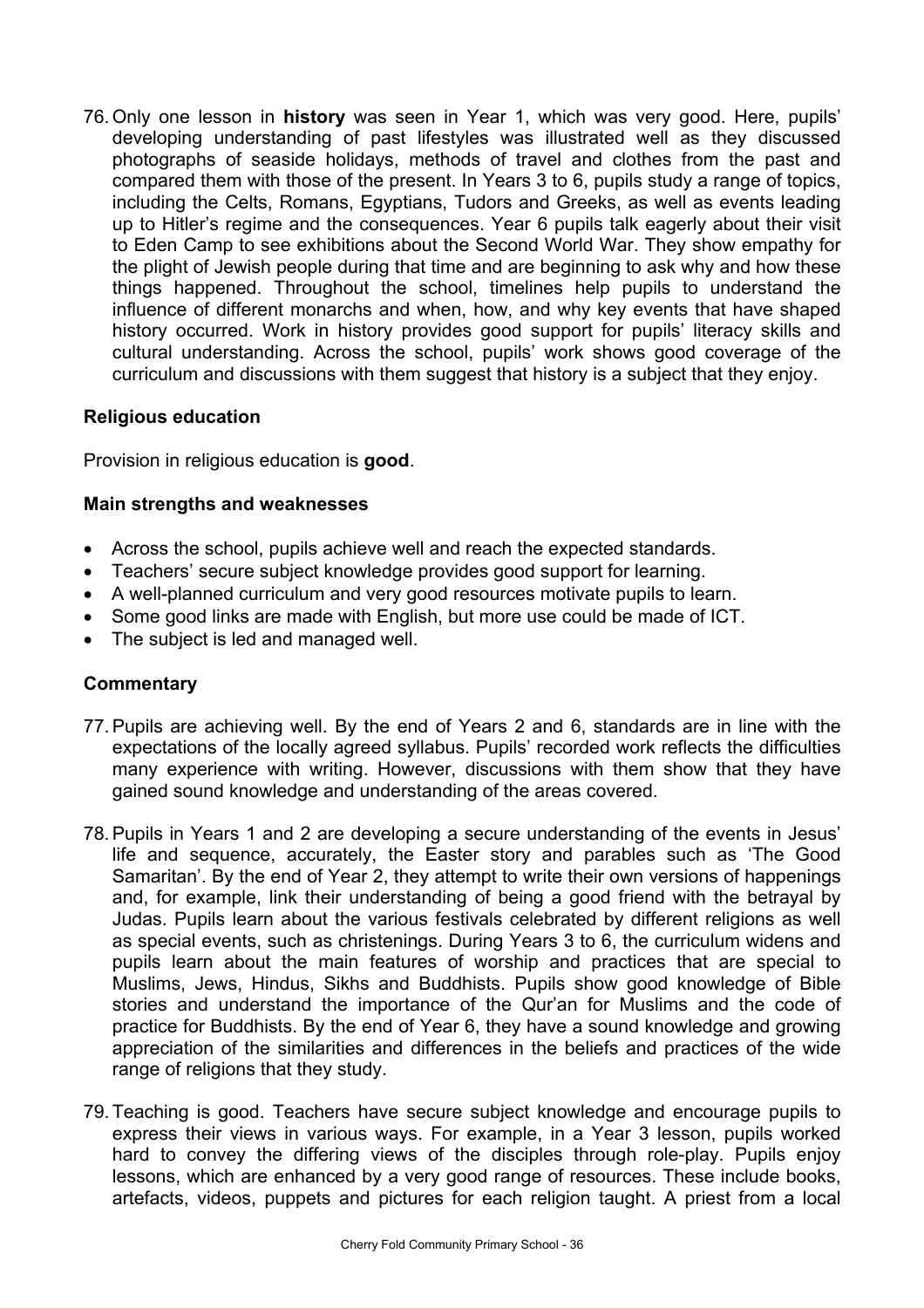76. Only one lesson in **history** was seen in Year 1, which was very good. Here, pupils' developing understanding of past lifestyles was illustrated well as they discussed photographs of seaside holidays, methods of travel and clothes from the past and compared them with those of the present. In Years 3 to 6, pupils study a range of topics, including the Celts, Romans, Egyptians, Tudors and Greeks, as well as events leading up to Hitler's regime and the consequences. Year 6 pupils talk eagerly about their visit to Eden Camp to see exhibitions about the Second World War. They show empathy for the plight of Jewish people during that time and are beginning to ask why and how these things happened. Throughout the school, timelines help pupils to understand the influence of different monarchs and when, how, and why key events that have shaped history occurred. Work in history provides good support for pupils' literacy skills and cultural understanding. Across the school, pupils' work shows good coverage of the curriculum and discussions with them suggest that history is a subject that they enjoy.

### Religious education

Provision in religious education is **good**.

### Main strengths and weaknesses

- Across the school, pupils achieve well and reach the expected standards.
- Teachers' secure subject knowledge provides good support for learning.
- A well-planned curriculum and very good resources motivate pupils to learn.
- Some good links are made with English, but more use could be made of ICT.
- The subject is led and managed well.

### Commentary

77. Pupils are achieving well. By the end of Years 2 and 6, standards are in line with the expectations of the locally agreed syllabus. Pupils' recorded work reflects the difficulties many experience with writing. However, discussions with them show that they have gained sound knowledge and understanding of the areas covered.

78. Pupils in Years 1 and 2 are developing a secure understanding of the events in Jesus' life and sequence, accurately, the Easter story and parables such as 'The Good Samaritan'. By the end of Year 2, they attempt to write their own versions of happenings and, for example, link their understanding of being a good friend with the betrayal by Judas. Pupils learn about the various festivals celebrated by different religions as well as special events, such as christenings. During Years 3 to 6, the curriculum widens and pupils learn about the main features of worship and practices that are special to Muslims, Jews, Hindus, Sikhs and Buddhists. Pupils show good knowledge of Bible stories and understand the importance of the Qur'an for Muslims and the code of practice for Buddhists. By the end of Year 6, they have a sound knowledge and growing appreciation of the similarities and differences in the beliefs and practices of the wide range of religions that they study.

79. Teaching is good. Teachers have secure subject knowledge and encourage pupils to express their views in various ways. For example, in a Year 3 lesson, pupils worked hard to convey the differing views of the disciples through role-play. Pupils enjoy lessons, which are enhanced by a very good range of resources. These include books, artefacts, videos, puppets and pictures for each religion taught. A priest from a local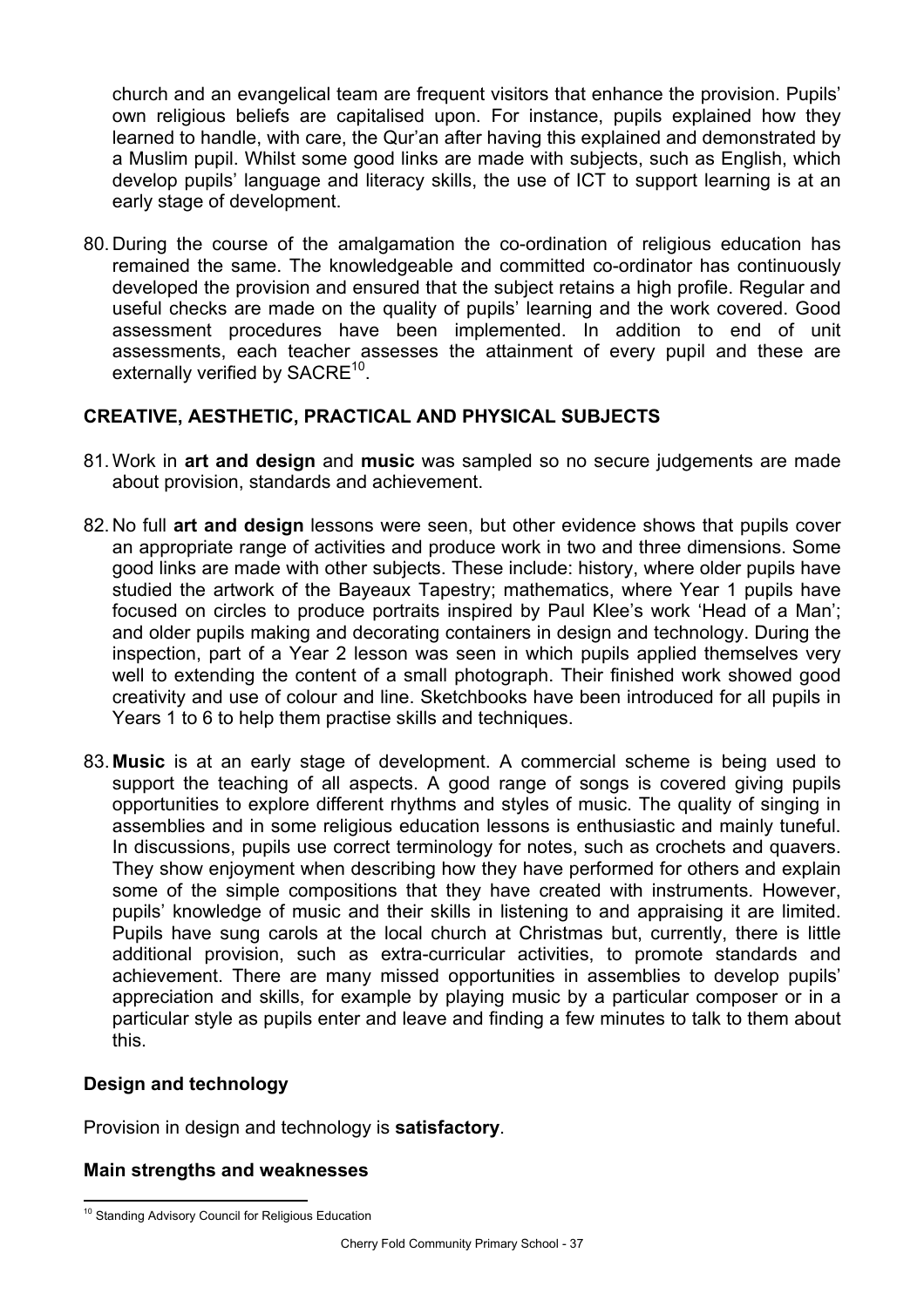church and an evangelical team are frequent visitors that enhance the provision. Pupils' own religious beliefs are capitalised upon. For instance, pupils explained how they learned to handle, with care, the Qur'an after having this explained and demonstrated by a Muslim pupil. Whilst some good links are made with subjects, such as English, which develop pupils' language and literacy skills, the use of ICT to support learning is at an early stage of development.

80. During the course of the amalgamation the co-ordination of religious education has remained the same. The knowledgeable and committed co-ordinator has continuously developed the provision and ensured that the subject retains a high profile. Regular and useful checks are made on the quality of pupils' learning and the work covered. Good assessment procedures have been implemented. In addition to end of unit assessments, each teacher assesses the attainment of every pupil and these are externally verified by SACRE[10].

## CREATIVE, AESTHETIC, PRACTICAL AND PHYSICAL SUBJECTS

81. Work in **art and design** and **music** was sampled so no secure judgements are made about provision, standards and achievement.

82. No full **art and design** lessons were seen, but other evidence shows that pupils cover an appropriate range of activities and produce work in two and three dimensions. Some good links are made with other subjects. These include: history, where older pupils have studied the artwork of the Bayeaux Tapestry; mathematics, where Year 1 pupils have focused on circles to produce portraits inspired by Paul Klee's work 'Head of a Man'; and older pupils making and decorating containers in design and technology. During the inspection, part of a Year 2 lesson was seen in which pupils applied themselves very well to extending the content of a small photograph. Their finished work showed good creativity and use of colour and line. Sketchbooks have been introduced for all pupils in Years 1 to 6 to help them practise skills and techniques.

83. **Music** is at an early stage of development. A commercial scheme is being used to support the teaching of all aspects. A good range of songs is covered giving pupils opportunities to explore different rhythms and styles of music. The quality of singing in assemblies and in some religious education lessons is enthusiastic and mainly tuneful. In discussions, pupils use correct terminology for notes, such as crochets and quavers. They show enjoyment when describing how they have performed for others and explain some of the simple compositions that they have created with instruments. However, pupils' knowledge of music and their skills in listening to and appraising it are limited. Pupils have sung carols at the local church at Christmas but, currently, there is little additional provision, such as extra-curricular activities, to promote standards and achievement. There are many missed opportunities in assemblies to develop pupils' appreciation and skills, for example by playing music by a particular composer or in a particular style as pupils enter and leave and finding a few minutes to talk to them about this.

### Design and technology

Provision in design and technology is **satisfactory**.

### Main strengths and weaknesses

[10] Standing Advisory Council for Religious Education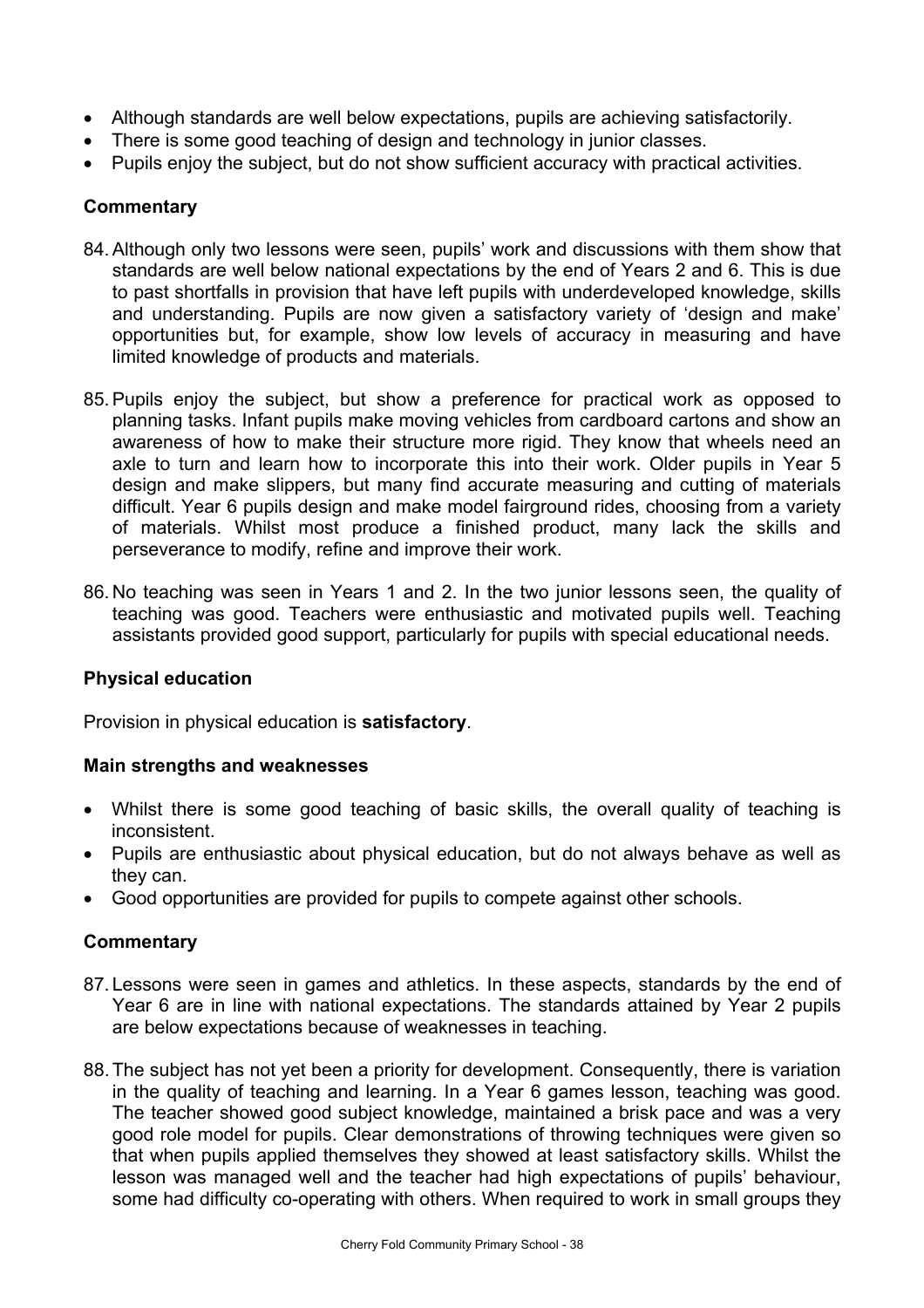- Although standards are well below expectations, pupils are achieving satisfactorily.
- There is some good teaching of design and technology in junior classes.
- Pupils enjoy the subject, but do not show sufficient accuracy with practical activities.

### Commentary

84. Although only two lessons were seen, pupils' work and discussions with them show that standards are well below national expectations by the end of Years 2 and 6. This is due to past shortfalls in provision that have left pupils with underdeveloped knowledge, skills and understanding. Pupils are now given a satisfactory variety of 'design and make' opportunities but, for example, show low levels of accuracy in measuring and have limited knowledge of products and materials.

85. Pupils enjoy the subject, but show a preference for practical work as opposed to planning tasks. Infant pupils make moving vehicles from cardboard cartons and show an awareness of how to make their structure more rigid. They know that wheels need an axle to turn and learn how to incorporate this into their work. Older pupils in Year 5 design and make slippers, but many find accurate measuring and cutting of materials difficult. Year 6 pupils design and make model fairground rides, choosing from a variety of materials. Whilst most produce a finished product, many lack the skills and perseverance to modify, refine and improve their work.

86. No teaching was seen in Years 1 and 2. In the two junior lessons seen, the quality of teaching was good. Teachers were enthusiastic and motivated pupils well. Teaching assistants provided good support, particularly for pupils with special educational needs.

## Physical education

Provision in physical education is **satisfactory**.

### Main strengths and weaknesses

- Whilst there is some good teaching of basic skills, the overall quality of teaching is inconsistent.
- Pupils are enthusiastic about physical education, but do not always behave as well as they can.
- Good opportunities are provided for pupils to compete against other schools.

### Commentary

87. Lessons were seen in games and athletics. In these aspects, standards by the end of Year 6 are in line with national expectations. The standards attained by Year 2 pupils are below expectations because of weaknesses in teaching.

88. The subject has not yet been a priority for development. Consequently, there is variation in the quality of teaching and learning. In a Year 6 games lesson, teaching was good. The teacher showed good subject knowledge, maintained a brisk pace and was a very good role model for pupils. Clear demonstrations of throwing techniques were given so that when pupils applied themselves they showed at least satisfactory skills. Whilst the lesson was managed well and the teacher had high expectations of pupils' behaviour, some had difficulty co-operating with others. When required to work in small groups they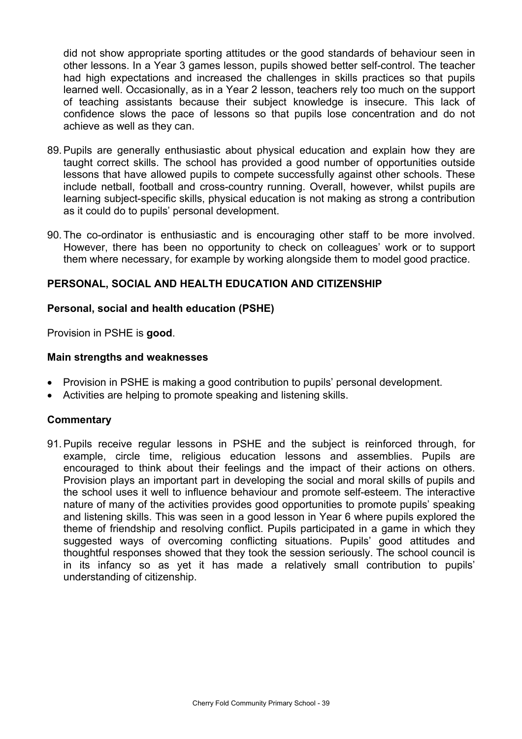did not show appropriate sporting attitudes or the good standards of behaviour seen in other lessons. In a Year 3 games lesson, pupils showed better self-control. The teacher had high expectations and increased the challenges in skills practices so that pupils learned well. Occasionally, as in a Year 2 lesson, teachers rely too much on the support of teaching assistants because their subject knowledge is insecure. This lack of confidence slows the pace of lessons so that pupils lose concentration and do not achieve as well as they can.

89. Pupils are generally enthusiastic about physical education and explain how they are taught correct skills. The school has provided a good number of opportunities outside lessons that have allowed pupils to compete successfully against other schools. These include netball, football and cross-country running. Overall, however, whilst pupils are learning subject-specific skills, physical education is not making as strong a contribution as it could do to pupils' personal development.

90. The co-ordinator is enthusiastic and is encouraging other staff to be more involved. However, there has been no opportunity to check on colleagues' work or to support them where necessary, for example by working alongside them to model good practice.

## PERSONAL, SOCIAL AND HEALTH EDUCATION AND CITIZENSHIP

### Personal, social and health education (PSHE)

Provision in PSHE is **good**.

#### Main strengths and weaknesses

- Provision in PSHE is making a good contribution to pupils' personal development.
- Activities are helping to promote speaking and listening skills.

#### Commentary

91. Pupils receive regular lessons in PSHE and the subject is reinforced through, for example, circle time, religious education lessons and assemblies. Pupils are encouraged to think about their feelings and the impact of their actions on others. Provision plays an important part in developing the social and moral skills of pupils and the school uses it well to influence behaviour and promote self-esteem. The interactive nature of many of the activities provides good opportunities to promote pupils' speaking and listening skills. This was seen in a good lesson in Year 6 where pupils explored the theme of friendship and resolving conflict. Pupils participated in a game in which they suggested ways of overcoming conflicting situations. Pupils' good attitudes and thoughtful responses showed that they took the session seriously. The school council is in its infancy so as yet it has made a relatively small contribution to pupils' understanding of citizenship.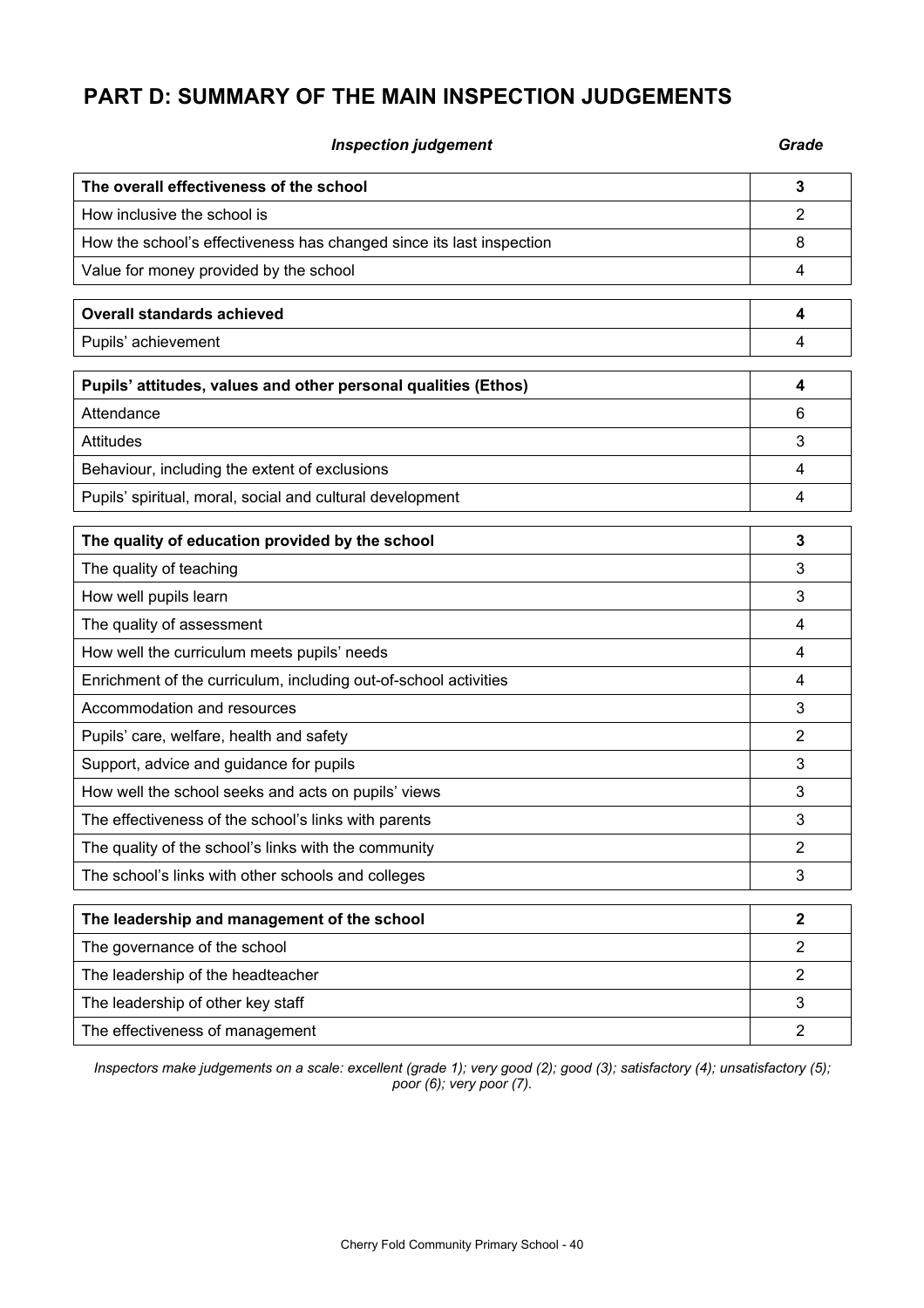# PART D: SUMMARY OF THE MAIN INSPECTION JUDGEMENTS

| ***Inspection judgement*** | ***Grade*** |
|---|---|
| **The overall effectiveness of the school** | **3** |
| How inclusive the school is | 2 |
| How the school's effectiveness has changed since its last inspection | 8 |
| Value for money provided by the school | 4 |
| **Overall standards achieved** | **4** |
| Pupils' achievement | 4 |
| **Pupils' attitudes, values and other personal qualities (Ethos)** | **4** |
| Attendance | 6 |
| Attitudes | 3 |
| Behaviour, including the extent of exclusions | 4 |
| Pupils' spiritual, moral, social and cultural development | 4 |
| **The quality of education provided by the school** | **3** |
| The quality of teaching | 3 |
| How well pupils learn | 3 |
| The quality of assessment | 4 |
| How well the curriculum meets pupils' needs | 4 |
| Enrichment of the curriculum, including out-of-school activities | 4 |
| Accommodation and resources | 3 |
| Pupils' care, welfare, health and safety | 2 |
| Support, advice and guidance for pupils | 3 |
| How well the school seeks and acts on pupils' views | 3 |
| The effectiveness of the school's links with parents | 3 |
| The quality of the school's links with the community | 2 |
| The school's links with other schools and colleges | 3 |
| **The leadership and management of the school** | **2** |
| The governance of the school | 2 |
| The leadership of the headteacher | 2 |
| The leadership of other key staff | 3 |
| The effectiveness of management | 2 |

*Inspectors make judgements on a scale: excellent (grade 1); very good (2); good (3); satisfactory (4); unsatisfactory (5); poor (6); very poor (7).*